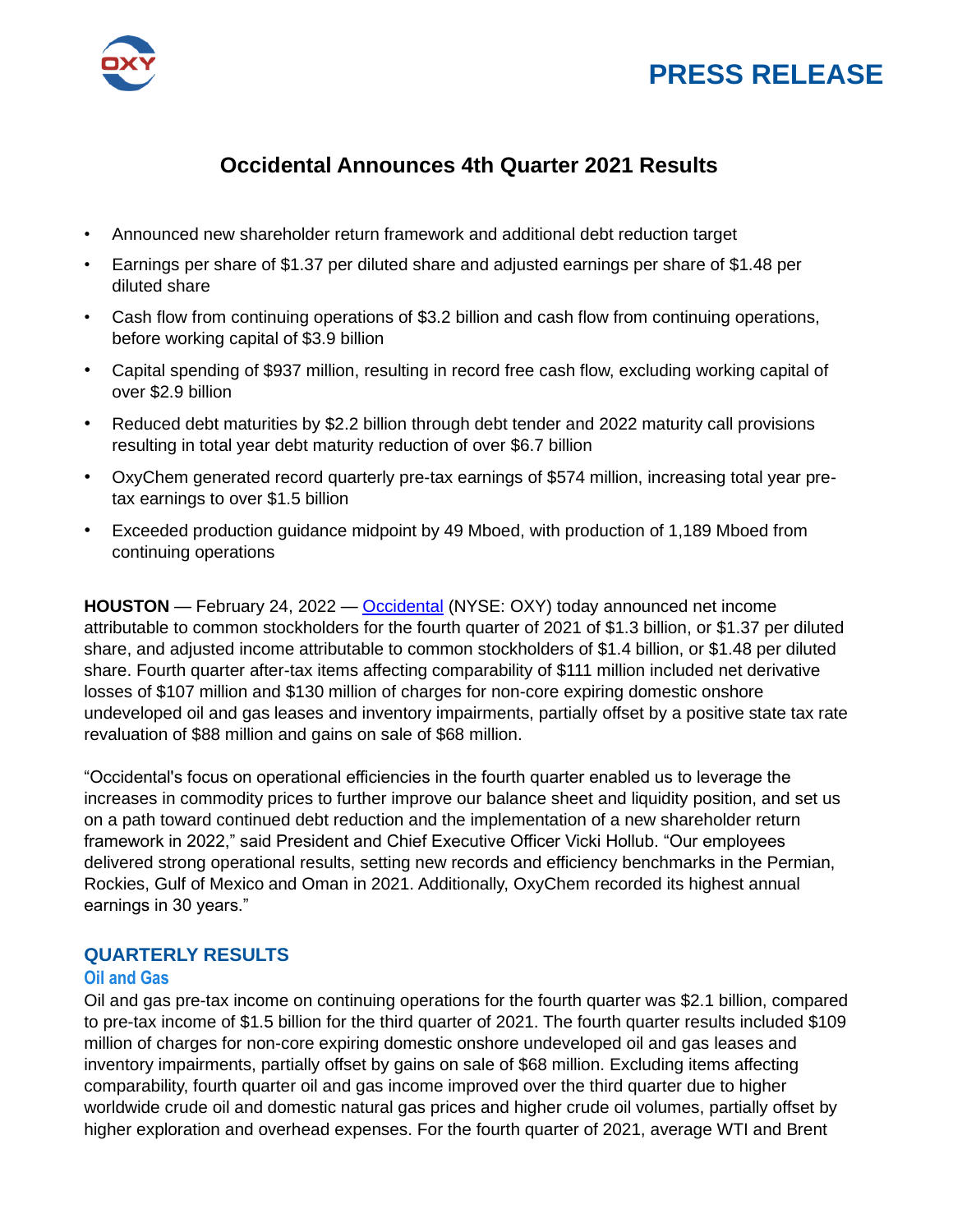PRESS RELEASE

# Occidental Announces 4th Quarter 2021 Results

- Announced new shareholder return framework and additional debt reduction target
- Earnings per share of $1.37 per diluted share and adjusted earnings per share of $1.48 per diluted share
- Cash flow from continuing operations of $3.2 billion and cash flow from continuing operations, before working capital of $3.9 billion
- Capital spending of $937 million, resulting in record free cash flow, excluding working capital of over $2.9 billion
- Reduced debt maturities by $2.2 billion through debt tender and 2022 maturity call provisions resulting in total year debt maturity reduction of over $6.7 billion
- OxyChem generated record quarterly pre-tax earnings of $574 million, increasing total year pre-tax earnings to over $1.5 billion
- Exceeded production guidance midpoint by 49 Mboed, with production of 1,189 Mboed from continuing operations

**HOUSTON** — February 24, 2022 — Occidental (NYSE: OXY) today announced net income attributable to common stockholders for the fourth quarter of 2021 of $1.3 billion, or $1.37 per diluted share, and adjusted income attributable to common stockholders of $1.4 billion, or $1.48 per diluted share. Fourth quarter after-tax items affecting comparability of $111 million included net derivative losses of $107 million and $130 million of charges for non-core expiring domestic onshore undeveloped oil and gas leases and inventory impairments, partially offset by a positive state tax rate revaluation of $88 million and gains on sale of $68 million.

"Occidental's focus on operational efficiencies in the fourth quarter enabled us to leverage the increases in commodity prices to further improve our balance sheet and liquidity position, and set us on a path toward continued debt reduction and the implementation of a new shareholder return framework in 2022," said President and Chief Executive Officer Vicki Hollub. "Our employees delivered strong operational results, setting new records and efficiency benchmarks in the Permian, Rockies, Gulf of Mexico and Oman in 2021. Additionally, OxyChem recorded its highest annual earnings in 30 years."

## QUARTERLY RESULTS

### Oil and Gas

Oil and gas pre-tax income on continuing operations for the fourth quarter was $2.1 billion, compared to pre-tax income of $1.5 billion for the third quarter of 2021. The fourth quarter results included $109 million of charges for non-core expiring domestic onshore undeveloped oil and gas leases and inventory impairments, partially offset by gains on sale of $68 million. Excluding items affecting comparability, fourth quarter oil and gas income improved over the third quarter due to higher worldwide crude oil and domestic natural gas prices and higher crude oil volumes, partially offset by higher exploration and overhead expenses. For the fourth quarter of 2021, average WTI and Brent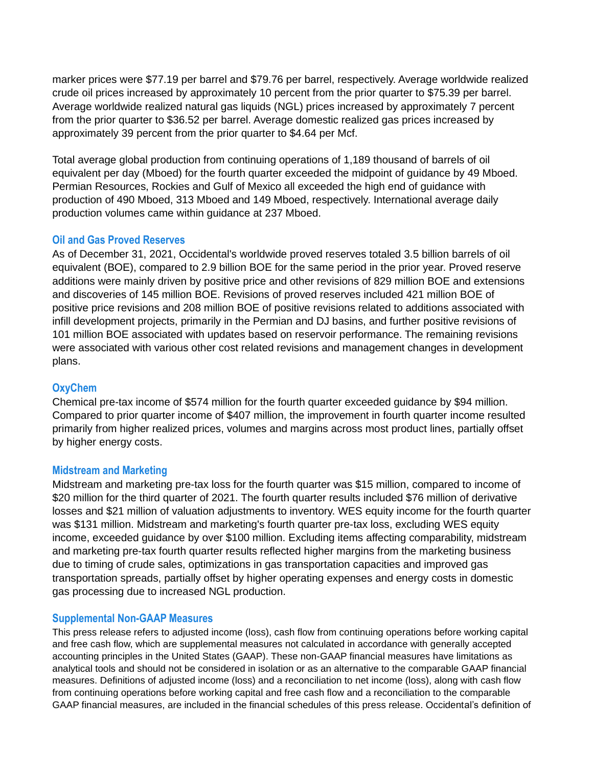marker prices were $77.19 per barrel and $79.76 per barrel, respectively. Average worldwide realized crude oil prices increased by approximately 10 percent from the prior quarter to $75.39 per barrel. Average worldwide realized natural gas liquids (NGL) prices increased by approximately 7 percent from the prior quarter to $36.52 per barrel. Average domestic realized gas prices increased by approximately 39 percent from the prior quarter to $4.64 per Mcf.

Total average global production from continuing operations of 1,189 thousand of barrels of oil equivalent per day (Mboed) for the fourth quarter exceeded the midpoint of guidance by 49 Mboed. Permian Resources, Rockies and Gulf of Mexico all exceeded the high end of guidance with production of 490 Mboed, 313 Mboed and 149 Mboed, respectively. International average daily production volumes came within guidance at 237 Mboed.

### Oil and Gas Proved Reserves

As of December 31, 2021, Occidental's worldwide proved reserves totaled 3.5 billion barrels of oil equivalent (BOE), compared to 2.9 billion BOE for the same period in the prior year. Proved reserve additions were mainly driven by positive price and other revisions of 829 million BOE and extensions and discoveries of 145 million BOE. Revisions of proved reserves included 421 million BOE of positive price revisions and 208 million BOE of positive revisions related to additions associated with infill development projects, primarily in the Permian and DJ basins, and further positive revisions of 101 million BOE associated with updates based on reservoir performance. The remaining revisions were associated with various other cost related revisions and management changes in development plans.

### OxyChem

Chemical pre-tax income of $574 million for the fourth quarter exceeded guidance by $94 million. Compared to prior quarter income of $407 million, the improvement in fourth quarter income resulted primarily from higher realized prices, volumes and margins across most product lines, partially offset by higher energy costs.

### Midstream and Marketing

Midstream and marketing pre-tax loss for the fourth quarter was $15 million, compared to income of $20 million for the third quarter of 2021. The fourth quarter results included $76 million of derivative losses and $21 million of valuation adjustments to inventory. WES equity income for the fourth quarter was $131 million. Midstream and marketing's fourth quarter pre-tax loss, excluding WES equity income, exceeded guidance by over $100 million. Excluding items affecting comparability, midstream and marketing pre-tax fourth quarter results reflected higher margins from the marketing business due to timing of crude sales, optimizations in gas transportation capacities and improved gas transportation spreads, partially offset by higher operating expenses and energy costs in domestic gas processing due to increased NGL production.

### Supplemental Non-GAAP Measures

This press release refers to adjusted income (loss), cash flow from continuing operations before working capital and free cash flow, which are supplemental measures not calculated in accordance with generally accepted accounting principles in the United States (GAAP). These non-GAAP financial measures have limitations as analytical tools and should not be considered in isolation or as an alternative to the comparable GAAP financial measures. Definitions of adjusted income (loss) and a reconciliation to net income (loss), along with cash flow from continuing operations before working capital and free cash flow and a reconciliation to the comparable GAAP financial measures, are included in the financial schedules of this press release. Occidental's definition of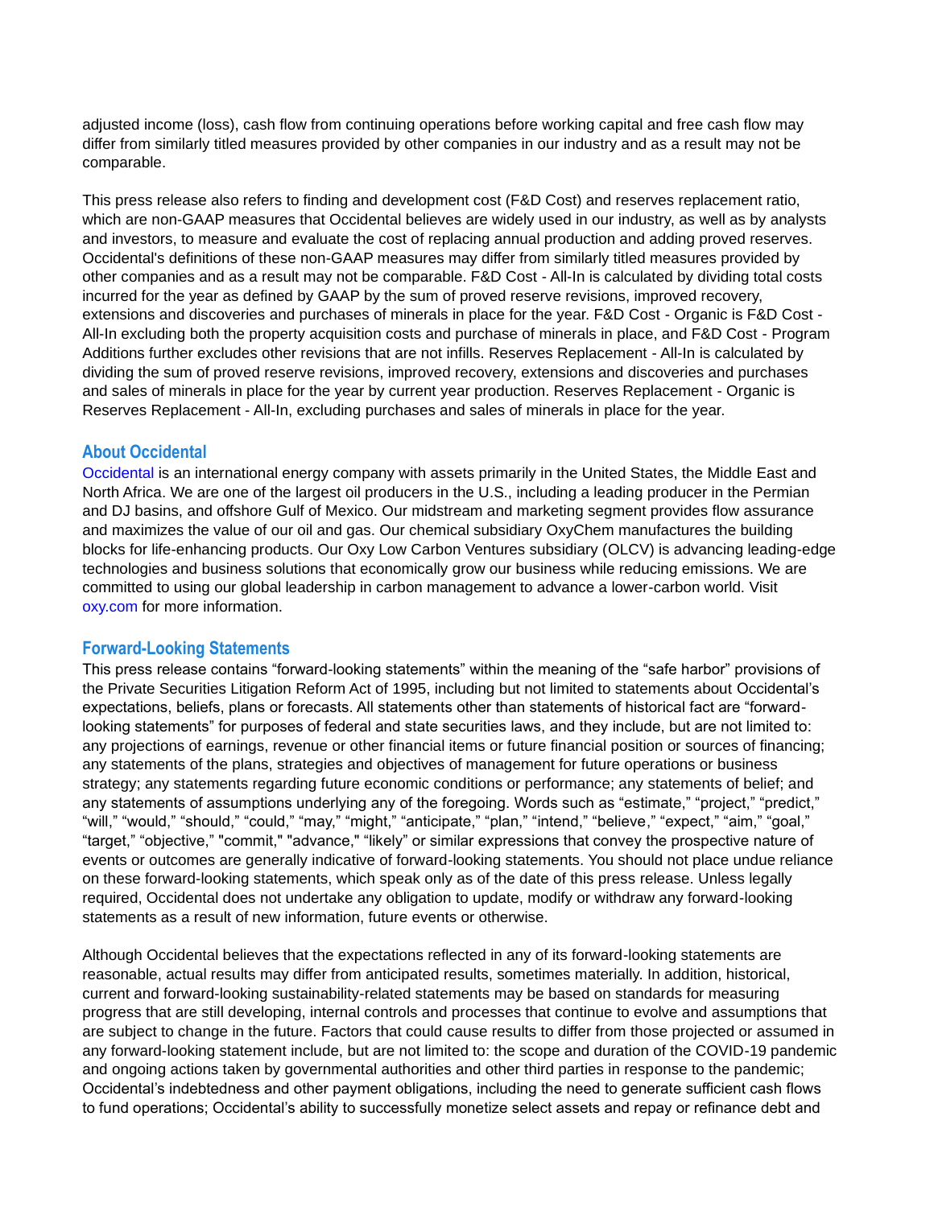adjusted income (loss), cash flow from continuing operations before working capital and free cash flow may differ from similarly titled measures provided by other companies in our industry and as a result may not be comparable.

This press release also refers to finding and development cost (F&D Cost) and reserves replacement ratio, which are non-GAAP measures that Occidental believes are widely used in our industry, as well as by analysts and investors, to measure and evaluate the cost of replacing annual production and adding proved reserves. Occidental's definitions of these non-GAAP measures may differ from similarly titled measures provided by other companies and as a result may not be comparable. F&D Cost - All-In is calculated by dividing total costs incurred for the year as defined by GAAP by the sum of proved reserve revisions, improved recovery, extensions and discoveries and purchases of minerals in place for the year. F&D Cost - Organic is F&D Cost - All-In excluding both the property acquisition costs and purchase of minerals in place, and F&D Cost - Program Additions further excludes other revisions that are not infills. Reserves Replacement - All-In is calculated by dividing the sum of proved reserve revisions, improved recovery, extensions and discoveries and purchases and sales of minerals in place for the year by current year production. Reserves Replacement - Organic is Reserves Replacement - All-In, excluding purchases and sales of minerals in place for the year.

## About Occidental

Occidental is an international energy company with assets primarily in the United States, the Middle East and North Africa. We are one of the largest oil producers in the U.S., including a leading producer in the Permian and DJ basins, and offshore Gulf of Mexico. Our midstream and marketing segment provides flow assurance and maximizes the value of our oil and gas. Our chemical subsidiary OxyChem manufactures the building blocks for life-enhancing products. Our Oxy Low Carbon Ventures subsidiary (OLCV) is advancing leading-edge technologies and business solutions that economically grow our business while reducing emissions. We are committed to using our global leadership in carbon management to advance a lower-carbon world. Visit oxy.com for more information.

## Forward-Looking Statements

This press release contains "forward-looking statements" within the meaning of the "safe harbor" provisions of the Private Securities Litigation Reform Act of 1995, including but not limited to statements about Occidental's expectations, beliefs, plans or forecasts. All statements other than statements of historical fact are "forward-looking statements" for purposes of federal and state securities laws, and they include, but are not limited to: any projections of earnings, revenue or other financial items or future financial position or sources of financing; any statements of the plans, strategies and objectives of management for future operations or business strategy; any statements regarding future economic conditions or performance; any statements of belief; and any statements of assumptions underlying any of the foregoing. Words such as "estimate," "project," "predict," "will," "would," "should," "could," "may," "might," "anticipate," "plan," "intend," "believe," "expect," "aim," "goal," "target," "objective," "commit," "advance," "likely" or similar expressions that convey the prospective nature of events or outcomes are generally indicative of forward-looking statements. You should not place undue reliance on these forward-looking statements, which speak only as of the date of this press release. Unless legally required, Occidental does not undertake any obligation to update, modify or withdraw any forward-looking statements as a result of new information, future events or otherwise.

Although Occidental believes that the expectations reflected in any of its forward-looking statements are reasonable, actual results may differ from anticipated results, sometimes materially. In addition, historical, current and forward-looking sustainability-related statements may be based on standards for measuring progress that are still developing, internal controls and processes that continue to evolve and assumptions that are subject to change in the future. Factors that could cause results to differ from those projected or assumed in any forward-looking statement include, but are not limited to: the scope and duration of the COVID-19 pandemic and ongoing actions taken by governmental authorities and other third parties in response to the pandemic; Occidental's indebtedness and other payment obligations, including the need to generate sufficient cash flows to fund operations; Occidental's ability to successfully monetize select assets and repay or refinance debt and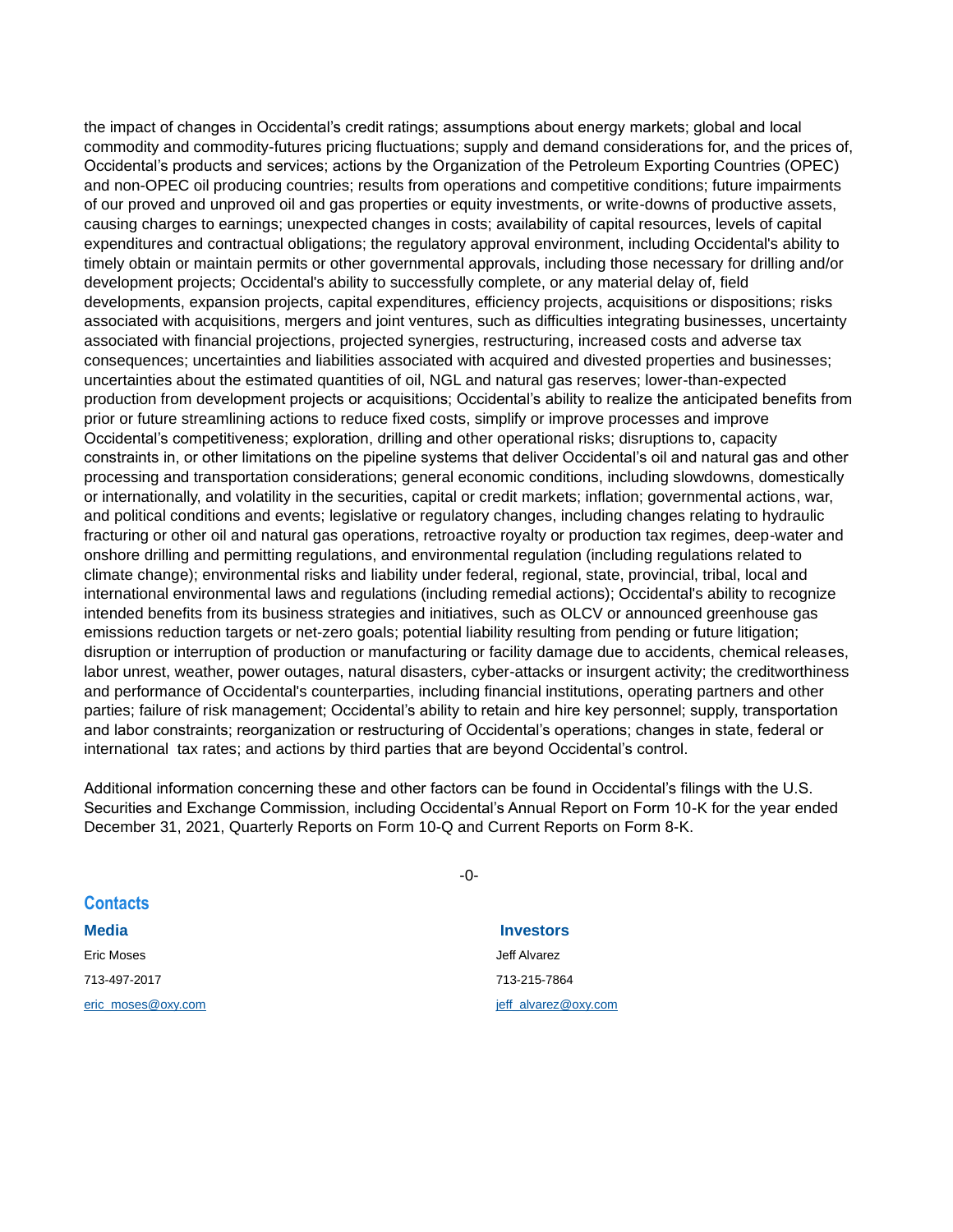the impact of changes in Occidental's credit ratings; assumptions about energy markets; global and local commodity and commodity-futures pricing fluctuations; supply and demand considerations for, and the prices of, Occidental's products and services; actions by the Organization of the Petroleum Exporting Countries (OPEC) and non-OPEC oil producing countries; results from operations and competitive conditions; future impairments of our proved and unproved oil and gas properties or equity investments, or write-downs of productive assets, causing charges to earnings; unexpected changes in costs; availability of capital resources, levels of capital expenditures and contractual obligations; the regulatory approval environment, including Occidental's ability to timely obtain or maintain permits or other governmental approvals, including those necessary for drilling and/or development projects; Occidental's ability to successfully complete, or any material delay of, field developments, expansion projects, capital expenditures, efficiency projects, acquisitions or dispositions; risks associated with acquisitions, mergers and joint ventures, such as difficulties integrating businesses, uncertainty associated with financial projections, projected synergies, restructuring, increased costs and adverse tax consequences; uncertainties and liabilities associated with acquired and divested properties and businesses; uncertainties about the estimated quantities of oil, NGL and natural gas reserves; lower-than-expected production from development projects or acquisitions; Occidental's ability to realize the anticipated benefits from prior or future streamlining actions to reduce fixed costs, simplify or improve processes and improve Occidental's competitiveness; exploration, drilling and other operational risks; disruptions to, capacity constraints in, or other limitations on the pipeline systems that deliver Occidental's oil and natural gas and other processing and transportation considerations; general economic conditions, including slowdowns, domestically or internationally, and volatility in the securities, capital or credit markets; inflation; governmental actions, war, and political conditions and events; legislative or regulatory changes, including changes relating to hydraulic fracturing or other oil and natural gas operations, retroactive royalty or production tax regimes, deep-water and onshore drilling and permitting regulations, and environmental regulation (including regulations related to climate change); environmental risks and liability under federal, regional, state, provincial, tribal, local and international environmental laws and regulations (including remedial actions); Occidental's ability to recognize intended benefits from its business strategies and initiatives, such as OLCV or announced greenhouse gas emissions reduction targets or net-zero goals; potential liability resulting from pending or future litigation; disruption or interruption of production or manufacturing or facility damage due to accidents, chemical releases, labor unrest, weather, power outages, natural disasters, cyber-attacks or insurgent activity; the creditworthiness and performance of Occidental's counterparties, including financial institutions, operating partners and other parties; failure of risk management; Occidental's ability to retain and hire key personnel; supply, transportation and labor constraints; reorganization or restructuring of Occidental's operations; changes in state, federal or international tax rates; and actions by third parties that are beyond Occidental's control.

Additional information concerning these and other factors can be found in Occidental's filings with the U.S. Securities and Exchange Commission, including Occidental's Annual Report on Form 10-K for the year ended December 31, 2021, Quarterly Reports on Form 10-Q and Current Reports on Form 8-K.

-0-

## Contacts

**Media**

Eric Moses

713-497-2017

eric_moses@oxy.com

**Investors**

Jeff Alvarez

713-215-7864

jeff_alvarez@oxy.com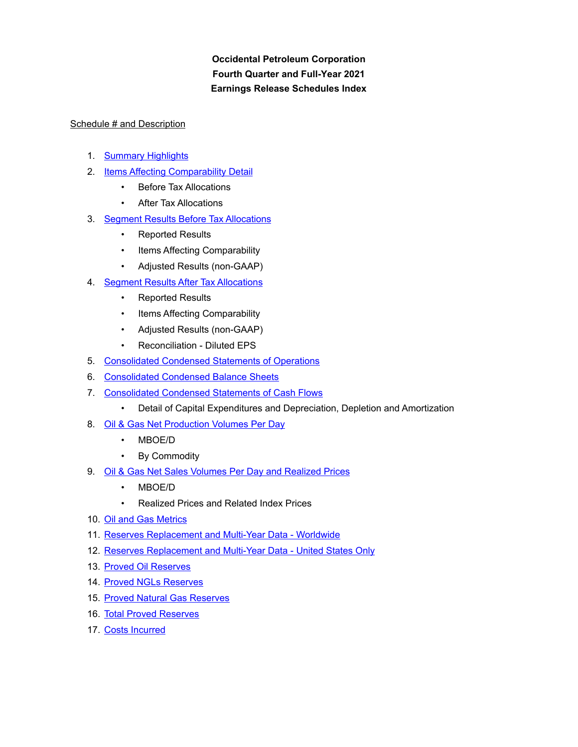**Occidental Petroleum Corporation**
**Fourth Quarter and Full-Year 2021**
**Earnings Release Schedules Index**

Schedule # and Description

1. Summary Highlights
2. Items Affecting Comparability Detail
   - Before Tax Allocations
   - After Tax Allocations
3. Segment Results Before Tax Allocations
   - Reported Results
   - Items Affecting Comparability
   - Adjusted Results (non-GAAP)
4. Segment Results After Tax Allocations
   - Reported Results
   - Items Affecting Comparability
   - Adjusted Results (non-GAAP)
   - Reconciliation - Diluted EPS
5. Consolidated Condensed Statements of Operations
6. Consolidated Condensed Balance Sheets
7. Consolidated Condensed Statements of Cash Flows
   - Detail of Capital Expenditures and Depreciation, Depletion and Amortization
8. Oil & Gas Net Production Volumes Per Day
   - MBOE/D
   - By Commodity
9. Oil & Gas Net Sales Volumes Per Day and Realized Prices
   - MBOE/D
   - Realized Prices and Related Index Prices
10. Oil and Gas Metrics
11. Reserves Replacement and Multi-Year Data - Worldwide
12. Reserves Replacement and Multi-Year Data - United States Only
13. Proved Oil Reserves
14. Proved NGLs Reserves
15. Proved Natural Gas Reserves
16. Total Proved Reserves
17. Costs Incurred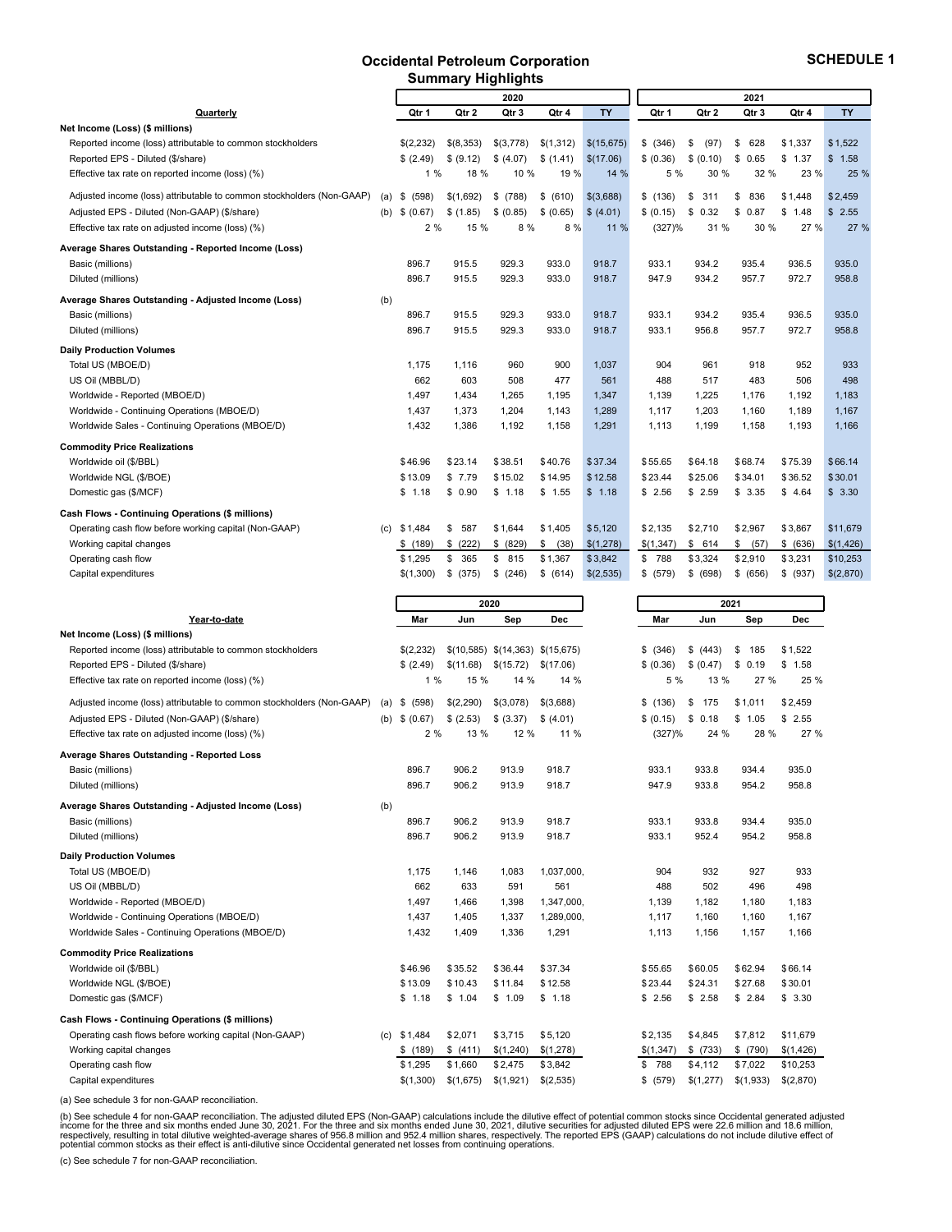# Occidental Petroleum Corporation

## Summary Highlights

**SCHEDULE 1**

| Quarterly | | 2020 Qtr 1 | 2020 Qtr 2 | 2020 Qtr 3 | 2020 Qtr 4 | 2020 TY | 2021 Qtr 1 | 2021 Qtr 2 | 2021 Qtr 3 | 2021 Qtr 4 | 2021 TY |
|---|---|---|---|---|---|---|---|---|---|---|---|
| **Net Income (Loss) ($ millions)** | | | | | | | | | | | |
| Reported income (loss) attributable to common stockholders | | $(2,232) | $(8,353) | $(3,778) | $(1,312) | $(15,675) | $ (346) | $ (97) | $ 628 | $1,337 | $1,522 |
| Reported EPS - Diluted ($/share) | | $ (2.49) | $ (9.12) | $ (4.07) | $ (1.41) | $(17.06) | $ (0.36) | $ (0.10) | $ 0.65 | $ 1.37 | $ 1.58 |
| Effective tax rate on reported income (loss) (%) | | 1 % | 18 % | 10 % | 19 % | 14 % | 5 % | 30 % | 32 % | 23 % | 25 % |
| Adjusted income (loss) attributable to common stockholders (Non-GAAP) | (a) | $ (598) | $(1,692) | $ (788) | $ (610) | $(3,688) | $ (136) | $ 311 | $ 836 | $1,448 | $2,459 |
| Adjusted EPS - Diluted (Non-GAAP) ($/share) | (b) | $ (0.67) | $ (1.85) | $ (0.85) | $ (0.65) | $ (4.01) | $ (0.15) | $ 0.32 | $ 0.87 | $ 1.48 | $ 2.55 |
| Effective tax rate on adjusted income (loss) (%) | | 2 % | 15 % | 8 % | 8 % | 11 % | (327)% | 31 % | 30 % | 27 % | 27 % |
| **Average Shares Outstanding - Reported Income (Loss)** | | | | | | | | | | | |
| Basic (millions) | | 896.7 | 915.5 | 929.3 | 933.0 | 918.7 | 933.1 | 934.2 | 935.4 | 936.5 | 935.0 |
| Diluted (millions) | | 896.7 | 915.5 | 929.3 | 933.0 | 918.7 | 947.9 | 934.2 | 957.7 | 972.7 | 958.8 |
| **Average Shares Outstanding - Adjusted Income (Loss)** | (b) | | | | | | | | | | |
| Basic (millions) | | 896.7 | 915.5 | 929.3 | 933.0 | 918.7 | 933.1 | 934.2 | 935.4 | 936.5 | 935.0 |
| Diluted (millions) | | 896.7 | 915.5 | 929.3 | 933.0 | 918.7 | 933.1 | 956.8 | 957.7 | 972.7 | 958.8 |
| **Daily Production Volumes** | | | | | | | | | | | |
| Total US (MBOE/D) | | 1,175 | 1,116 | 960 | 900 | 1,037 | 904 | 961 | 918 | 952 | 933 |
| US Oil (MBBL/D) | | 662 | 603 | 508 | 477 | 561 | 488 | 517 | 483 | 506 | 498 |
| Worldwide - Reported (MBOE/D) | | 1,497 | 1,434 | 1,265 | 1,195 | 1,347 | 1,139 | 1,225 | 1,176 | 1,192 | 1,183 |
| Worldwide - Continuing Operations (MBOE/D) | | 1,437 | 1,373 | 1,204 | 1,143 | 1,289 | 1,117 | 1,203 | 1,160 | 1,189 | 1,167 |
| Worldwide Sales - Continuing Operations (MBOE/D) | | 1,432 | 1,386 | 1,192 | 1,158 | 1,291 | 1,113 | 1,199 | 1,158 | 1,193 | 1,166 |
| **Commodity Price Realizations** | | | | | | | | | | | |
| Worldwide oil ($/BBL) | | $46.96 | $23.14 | $38.51 | $40.76 | $37.34 | $55.65 | $64.18 | $68.74 | $75.39 | $66.14 |
| Worldwide NGL ($/BOE) | | $13.09 | $ 7.79 | $15.02 | $14.95 | $12.58 | $23.44 | $25.06 | $34.01 | $36.52 | $30.01 |
| Domestic gas ($/MCF) | | $ 1.18 | $ 0.90 | $ 1.18 | $ 1.55 | $ 1.18 | $ 2.56 | $ 2.59 | $ 3.35 | $ 4.64 | $ 3.30 |
| **Cash Flows - Continuing Operations ($ millions)** | | | | | | | | | | | |
| Operating cash flow before working capital (Non-GAAP) | (c) | $1,484 | $ 587 | $1,644 | $1,405 | $5,120 | $2,135 | $2,710 | $2,967 | $3,867 | $11,679 |
| Working capital changes | | $ (189) | $ (222) | $ (829) | $ (38) | $(1,278) | $(1,347) | $ 614 | $ (57) | $ (636) | $(1,426) |
| Operating cash flow | | $1,295 | $ 365 | $ 815 | $1,367 | $3,842 | $ 788 | $3,324 | $2,910 | $3,231 | $10,253 |
| Capital expenditures | | $(1,300) | $ (375) | $ (246) | $ (614) | $(2,535) | $ (579) | $ (698) | $ (656) | $ (937) | $(2,870) |

| Year-to-date | | 2020 Mar | 2020 Jun | 2020 Sep | 2020 Dec | 2021 Mar | 2021 Jun | 2021 Sep | 2021 Dec |
|---|---|---|---|---|---|---|---|---|---|
| **Net Income (Loss) ($ millions)** | | | | | | | | | |
| Reported income (loss) attributable to common stockholders | | $(2,232) | $(10,585) | $(14,363) | $(15,675) | $ (346) | $ (443) | $ 185 | $1,522 |
| Reported EPS - Diluted ($/share) | | $ (2.49) | $(11.68) | $(15.72) | $(17.06) | $ (0.36) | $ (0.47) | $ 0.19 | $ 1.58 |
| Effective tax rate on reported income (loss) (%) | | 1 % | 15 % | 14 % | 14 % | 5 % | 13 % | 27 % | 25 % |
| Adjusted income (loss) attributable to common stockholders (Non-GAAP) | (a) | $ (598) | $(2,290) | $(3,078) | $(3,688) | $ (136) | $ 175 | $1,011 | $2,459 |
| Adjusted EPS - Diluted (Non-GAAP) ($/share) | (b) | $ (0.67) | $ (2.53) | $ (3.37) | $ (4.01) | $ (0.15) | $ 0.18 | $ 1.05 | $ 2.55 |
| Effective tax rate on adjusted income (loss) (%) | | 2 % | 13 % | 12 % | 11 % | (327)% | 24 % | 28 % | 27 % |
| **Average Shares Outstanding - Reported Loss** | | | | | | | | | |
| Basic (millions) | | 896.7 | 906.2 | 913.9 | 918.7 | 933.1 | 933.8 | 934.4 | 935.0 |
| Diluted (millions) | | 896.7 | 906.2 | 913.9 | 918.7 | 947.9 | 933.8 | 954.2 | 958.8 |
| **Average Shares Outstanding - Adjusted Income (Loss)** | (b) | | | | | | | | |
| Basic (millions) | | 896.7 | 906.2 | 913.9 | 918.7 | 933.1 | 933.8 | 934.4 | 935.0 |
| Diluted (millions) | | 896.7 | 906.2 | 913.9 | 918.7 | 933.1 | 952.4 | 954.2 | 958.8 |
| **Daily Production Volumes** | | | | | | | | | |
| Total US (MBOE/D) | | 1,175 | 1,146 | 1,083 | 1,037,000, | 904 | 932 | 927 | 933 |
| US Oil (MBBL/D) | | 662 | 633 | 591 | 561 | 488 | 502 | 496 | 498 |
| Worldwide - Reported (MBOE/D) | | 1,497 | 1,466 | 1,398 | 1,347,000, | 1,139 | 1,182 | 1,180 | 1,183 |
| Worldwide - Continuing Operations (MBOE/D) | | 1,437 | 1,405 | 1,337 | 1,289,000, | 1,117 | 1,160 | 1,160 | 1,167 |
| Worldwide Sales - Continuing Operations (MBOE/D) | | 1,432 | 1,409 | 1,336 | 1,291 | 1,113 | 1,156 | 1,157 | 1,166 |
| **Commodity Price Realizations** | | | | | | | | | |
| Worldwide oil ($/BBL) | | $46.96 | $35.52 | $36.44 | $37.34 | $55.65 | $60.05 | $62.94 | $66.14 |
| Worldwide NGL ($/BOE) | | $13.09 | $10.43 | $11.84 | $12.58 | $23.44 | $24.31 | $27.68 | $30.01 |
| Domestic gas ($/MCF) | | $ 1.18 | $ 1.04 | $ 1.09 | $ 1.18 | $ 2.56 | $ 2.58 | $ 2.84 | $ 3.30 |
| **Cash Flows - Continuing Operations ($ millions)** | | | | | | | | | |
| Operating cash flows before working capital (Non-GAAP) | (c) | $1,484 | $2,071 | $3,715 | $5,120 | $2,135 | $4,845 | $7,812 | $11,679 |
| Working capital changes | | $ (189) | $ (411) | $(1,240) | $(1,278) | $(1,347) | $ (733) | $ (790) | $(1,426) |
| Operating cash flow | | $1,295 | $1,660 | $2,475 | $3,842 | $ 788 | $4,112 | $7,022 | $10,253 |
| Capital expenditures | | $(1,300) | $(1,675) | $(1,921) | $(2,535) | $ (579) | $(1,277) | $(1,933) | $(2,870) |

(a) See schedule 3 for non-GAAP reconciliation.

(b) See schedule 4 for non-GAAP reconciliation. The adjusted diluted EPS (Non-GAAP) calculations include the dilutive effect of potential common stocks since Occidental generated adjusted income for the three and six months ended June 30, 2021. For the three and six months ended June 30, 2021, dilutive securities for adjusted diluted EPS were 22.6 million and 18.6 million, respectively, resulting in total dilutive weighted-average shares of 956.8 million and 952.4 million shares, respectively. The reported EPS (GAAP) calculations do not include dilutive effect of potential common stocks as their effect is anti-dilutive since Occidental generated net losses from continuing operations.

(c) See schedule 7 for non-GAAP reconciliation.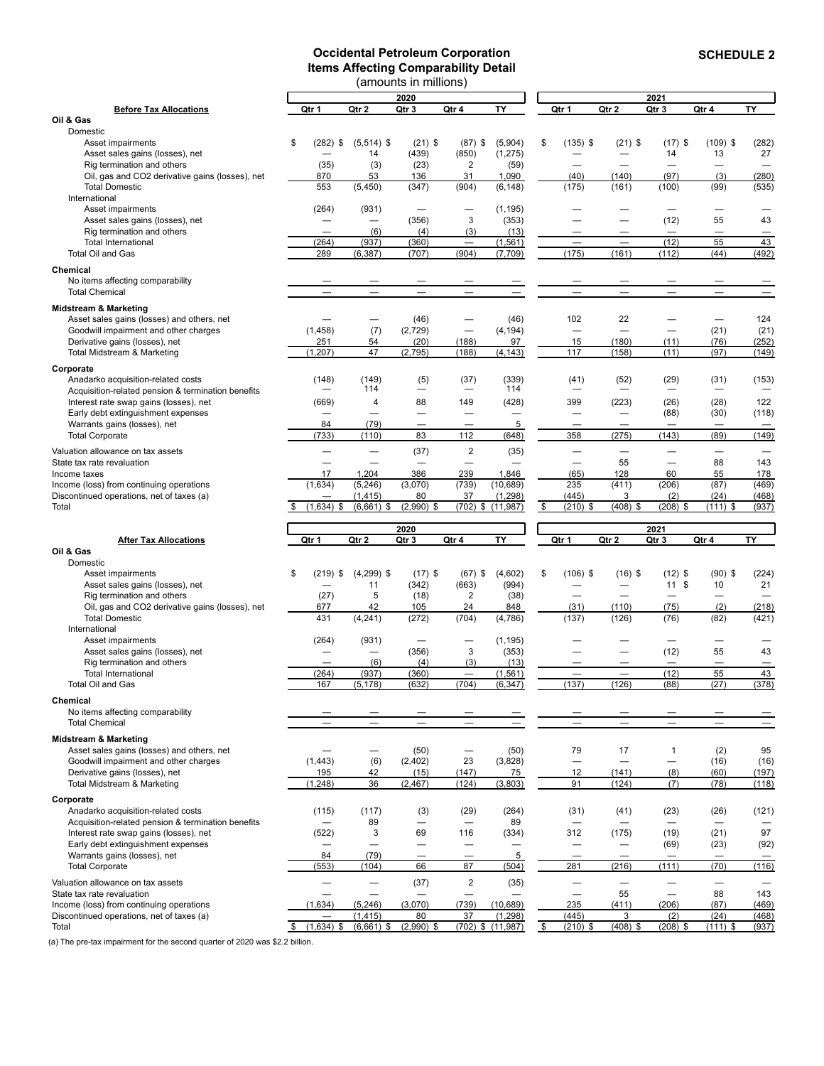# Occidental Petroleum Corporation

## Items Affecting Comparability Detail

(amounts in millions)

**SCHEDULE 2**

| Before Tax Allocations | 2020 Qtr 1 | 2020 Qtr 2 | 2020 Qtr 3 | 2020 Qtr 4 | 2020 TY | 2021 Qtr 1 | 2021 Qtr 2 | 2021 Qtr 3 | 2021 Qtr 4 | 2021 TY |
|---|---|---|---|---|---|---|---|---|---|---|
| **Oil & Gas** | | | | | | | | | | |
| Domestic | | | | | | | | | | |
| Asset impairments | $ (282) | $ (5,514) | $ (21) | $ (87) | $ (5,904) | $ (135) | $ (21) | $ (17) | $ (109) | $ (282) |
| Asset sales gains (losses), net | — | 14 | (439) | (850) | (1,275) | — | — | 14 | 13 | 27 |
| Rig termination and others | (35) | (3) | (23) | 2 | (59) | — | — | — | — | — |
| Oil, gas and CO2 derivative gains (losses), net | 870 | 53 | 136 | 31 | 1,090 | (40) | (140) | (97) | (3) | (280) |
| Total Domestic | 553 | (5,450) | (347) | (904) | (6,148) | (175) | (161) | (100) | (99) | (535) |
| International | | | | | | | | | | |
| Asset impairments | (264) | (931) | — | — | (1,195) | — | — | — | — | — |
| Asset sales gains (losses), net | — | — | (356) | 3 | (353) | — | — | (12) | 55 | 43 |
| Rig termination and others | — | (6) | (4) | (3) | (13) | — | — | — | — | — |
| Total International | (264) | (937) | (360) | — | (1,561) | — | — | (12) | 55 | 43 |
| Total Oil and Gas | 289 | (6,387) | (707) | (904) | (7,709) | (175) | (161) | (112) | (44) | (492) |
| **Chemical** | | | | | | | | | | |
| No items affecting comparability | — | — | — | — | — | — | — | — | — | — |
| Total Chemical | — | — | — | — | — | — | — | — | — | — |
| **Midstream & Marketing** | | | | | | | | | | |
| Asset sales gains (losses) and others, net | — | — | (46) | — | (46) | 102 | 22 | — | — | 124 |
| Goodwill impairment and other charges | (1,458) | (7) | (2,729) | — | (4,194) | — | — | — | (21) | (21) |
| Derivative gains (losses), net | 251 | 54 | (20) | (188) | 97 | 15 | (180) | (11) | (76) | (252) |
| Total Midstream & Marketing | (1,207) | 47 | (2,795) | (188) | (4,143) | 117 | (158) | (11) | (97) | (149) |
| **Corporate** | | | | | | | | | | |
| Anadarko acquisition-related costs | (148) | (149) | (5) | (37) | (339) | (41) | (52) | (29) | (31) | (153) |
| Acquisition-related pension & termination benefits | — | 114 | — | — | 114 | — | — | — | — | — |
| Interest rate swap gains (losses), net | (669) | 4 | 88 | 149 | (428) | 399 | (223) | (26) | (28) | 122 |
| Early debt extinguishment expenses | — | — | — | — | — | — | — | (88) | (30) | (118) |
| Warrants gains (losses), net | 84 | (79) | — | — | 5 | — | — | — | — | — |
| Total Corporate | (733) | (110) | 83 | 112 | (648) | 358 | (275) | (143) | (89) | (149) |
| Valuation allowance on tax assets | — | — | (37) | 2 | (35) | — | — | — | — | — |
| State tax rate revaluation | — | — | — | — | — | — | 55 | — | 88 | 143 |
| Income taxes | 17 | 1,204 | 386 | 239 | 1,846 | (65) | 128 | 60 | 55 | 178 |
| Income (loss) from continuing operations | (1,634) | (5,246) | (3,070) | (739) | (10,689) | 235 | (411) | (206) | (87) | (469) |
| Discontinued operations, net of taxes (a) | — | (1,415) | 80 | 37 | (1,298) | (445) | 3 | (2) | (24) | (468) |
| Total | $ (1,634) | $ (6,661) | $ (2,990) | $ (702) | $ (11,987) | $ (210) | $ (408) | $ (208) | $ (111) | $ (937) |

| After Tax Allocations | 2020 Qtr 1 | 2020 Qtr 2 | 2020 Qtr 3 | 2020 Qtr 4 | 2020 TY | 2021 Qtr 1 | 2021 Qtr 2 | 2021 Qtr 3 | 2021 Qtr 4 | 2021 TY |
|---|---|---|---|---|---|---|---|---|---|---|
| **Oil & Gas** | | | | | | | | | | |
| Domestic | | | | | | | | | | |
| Asset impairments | $ (219) | $ (4,299) | $ (17) | $ (67) | $ (4,602) | $ (106) | $ (16) | $ (12) | $ (90) | $ (224) |
| Asset sales gains (losses), net | — | 11 | (342) | (663) | (994) | — | — | 11 | $ 10 | 21 |
| Rig termination and others | (27) | 5 | (18) | 2 | (38) | — | — | — | — | — |
| Oil, gas and CO2 derivative gains (losses), net | 677 | 42 | 105 | 24 | 848 | (31) | (110) | (75) | (2) | (218) |
| Total Domestic | 431 | (4,241) | (272) | (704) | (4,786) | (137) | (126) | (76) | (82) | (421) |
| International | | | | | | | | | | |
| Asset impairments | (264) | (931) | — | — | (1,195) | — | — | — | — | — |
| Asset sales gains (losses), net | — | — | (356) | 3 | (353) | — | — | (12) | 55 | 43 |
| Rig termination and others | — | (6) | (4) | (3) | (13) | — | — | — | — | — |
| Total International | (264) | (937) | (360) | — | (1,561) | — | — | (12) | 55 | 43 |
| Total Oil and Gas | 167 | (5,178) | (632) | (704) | (6,347) | (137) | (126) | (88) | (27) | (378) |
| **Chemical** | | | | | | | | | | |
| No items affecting comparability | — | — | — | — | — | — | — | — | — | — |
| Total Chemical | — | — | — | — | — | — | — | — | — | — |
| **Midstream & Marketing** | | | | | | | | | | |
| Asset sales gains (losses) and others, net | — | — | (50) | — | (50) | 79 | 17 | 1 | (2) | 95 |
| Goodwill impairment and other charges | (1,443) | (6) | (2,402) | 23 | (3,828) | — | — | — | (16) | (16) |
| Derivative gains (losses), net | 195 | 42 | (15) | (147) | 75 | 12 | (141) | (8) | (60) | (197) |
| Total Midstream & Marketing | (1,248) | 36 | (2,467) | (124) | (3,803) | 91 | (124) | (7) | (78) | (118) |
| **Corporate** | | | | | | | | | | |
| Anadarko acquisition-related costs | (115) | (117) | (3) | (29) | (264) | (31) | (41) | (23) | (26) | (121) |
| Acquisition-related pension & termination benefits | — | 89 | — | — | 89 | — | — | — | — | — |
| Interest rate swap gains (losses), net | (522) | 3 | 69 | 116 | (334) | 312 | (175) | (19) | (21) | 97 |
| Early debt extinguishment expenses | — | — | — | — | — | — | — | (69) | (23) | (92) |
| Warrants gains (losses), net | 84 | (79) | — | — | 5 | — | — | — | — | — |
| Total Corporate | (553) | (104) | 66 | 87 | (504) | 281 | (216) | (111) | (70) | (116) |
| Valuation allowance on tax assets | — | — | (37) | 2 | (35) | — | — | — | — | — |
| State tax rate revaluation | — | — | — | — | — | — | 55 | — | 88 | 143 |
| Income (loss) from continuing operations | (1,634) | (5,246) | (3,070) | (739) | (10,689) | 235 | (411) | (206) | (87) | (469) |
| Discontinued operations, net of taxes (a) | — | (1,415) | 80 | 37 | (1,298) | (445) | 3 | (2) | (24) | (468) |
| Total | $ (1,634) | $ (6,661) | $ (2,990) | $ (702) | $ (11,987) | $ (210) | $ (408) | $ (208) | $ (111) | $ (937) |

(a) The pre-tax impairment for the second quarter of 2020 was $2.2 billion.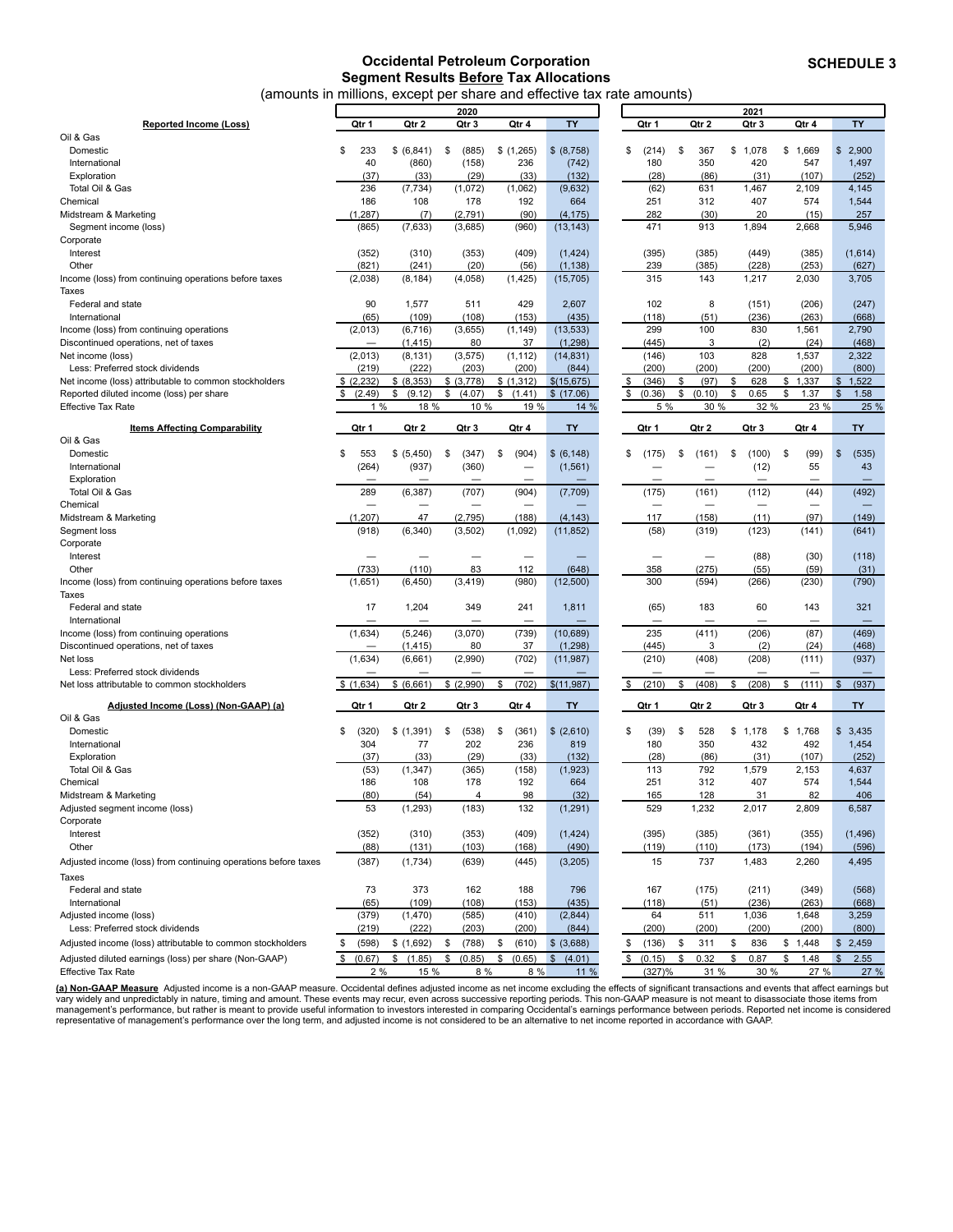# Occidental Petroleum Corporation

## Segment Results Before Tax Allocations

(amounts in millions, except per share and effective tax rate amounts)

**SCHEDULE 3**

| | 2020 | | | | | 2021 | | | | |
|---|---|---|---|---|---|---|---|---|---|---|
| **Reported Income (Loss)** | **Qtr 1** | **Qtr 2** | **Qtr 3** | **Qtr 4** | **TY** | **Qtr 1** | **Qtr 2** | **Qtr 3** | **Qtr 4** | **TY** |
| Oil & Gas | | | | | | | | | | |
| Domestic | $ 233 | $ (6,841) | $ (885) | $ (1,265) | $ (8,758) | $ (214) | $ 367 | $ 1,078 | $ 1,669 | $ 2,900 |
| International | 40 | (860) | (158) | 236 | (742) | 180 | 350 | 420 | 547 | 1,497 |
| Exploration | (37) | (33) | (29) | (33) | (132) | (28) | (86) | (31) | (107) | (252) |
| Total Oil & Gas | 236 | (7,734) | (1,072) | (1,062) | (9,632) | (62) | 631 | 1,467 | 2,109 | 4,145 |
| Chemical | 186 | 108 | 178 | 192 | 664 | 251 | 312 | 407 | 574 | 1,544 |
| Midstream & Marketing | (1,287) | (7) | (2,791) | (90) | (4,175) | 282 | (30) | 20 | (15) | 257 |
| Segment income (loss) | (865) | (7,633) | (3,685) | (960) | (13,143) | 471 | 913 | 1,894 | 2,668 | 5,946 |
| Corporate | | | | | | | | | | |
| Interest | (352) | (310) | (353) | (409) | (1,424) | (395) | (385) | (449) | (385) | (1,614) |
| Other | (821) | (241) | (20) | (56) | (1,138) | 239 | (385) | (228) | (253) | (627) |
| Income (loss) from continuing operations before taxes | (2,038) | (8,184) | (4,058) | (1,425) | (15,705) | 315 | 143 | 1,217 | 2,030 | 3,705 |
| Taxes | | | | | | | | | | |
| Federal and state | 90 | 1,577 | 511 | 429 | 2,607 | 102 | 8 | (151) | (206) | (247) |
| International | (65) | (109) | (108) | (153) | (435) | (118) | (51) | (236) | (263) | (668) |
| Income (loss) from continuing operations | (2,013) | (6,716) | (3,655) | (1,149) | (13,533) | 299 | 100 | 830 | 1,561 | 2,790 |
| Discontinued operations, net of taxes | — | (1,415) | 80 | 37 | (1,298) | (445) | 3 | (2) | (24) | (468) |
| Net income (loss) | (2,013) | (8,131) | (3,575) | (1,112) | (14,831) | (146) | 103 | 828 | 1,537 | 2,322 |
| Less: Preferred stock dividends | (219) | (222) | (203) | (200) | (844) | (200) | (200) | (200) | (200) | (800) |
| Net income (loss) attributable to common stockholders | $ (2,232) | $ (8,353) | $ (3,778) | $ (1,312) | $(15,675) | $ (346) | $ (97) | $ 628 | $ 1,337 | $ 1,522 |
| Reported diluted income (loss) per share | $ (2.49) | $ (9.12) | $ (4.07) | $ (1.41) | $ (17.06) | $ (0.36) | $ (0.10) | $ 0.65 | $ 1.37 | $ 1.58 |
| Effective Tax Rate | 1 % | 18 % | 10 % | 19 % | 14 % | 5 % | 30 % | 32 % | 23 % | 25 % |
| **Items Affecting Comparability** | **Qtr 1** | **Qtr 2** | **Qtr 3** | **Qtr 4** | **TY** | **Qtr 1** | **Qtr 2** | **Qtr 3** | **Qtr 4** | **TY** |
| Oil & Gas | | | | | | | | | | |
| Domestic | $ 553 | $ (5,450) | $ (347) | $ (904) | $ (6,148) | $ (175) | $ (161) | $ (100) | $ (99) | $ (535) |
| International | (264) | (937) | (360) | — | (1,561) | — | — | (12) | 55 | 43 |
| Exploration | — | — | — | — | — | — | — | — | — | — |
| Total Oil & Gas | 289 | (6,387) | (707) | (904) | (7,709) | (175) | (161) | (112) | (44) | (492) |
| Chemical | — | — | — | — | — | — | — | — | — | — |
| Midstream & Marketing | (1,207) | 47 | (2,795) | (188) | (4,143) | 117 | (158) | (11) | (97) | (149) |
| Segment loss | (918) | (6,340) | (3,502) | (1,092) | (11,852) | (58) | (319) | (123) | (141) | (641) |
| Corporate | | | | | | | | | | |
| Interest | — | — | — | — | — | — | — | (88) | (30) | (118) |
| Other | (733) | (110) | 83 | 112 | (648) | 358 | (275) | (55) | (59) | (31) |
| Income (loss) from continuing operations before taxes | (1,651) | (6,450) | (3,419) | (980) | (12,500) | 300 | (594) | (266) | (230) | (790) |
| Taxes | | | | | | | | | | |
| Federal and state | 17 | 1,204 | 349 | 241 | 1,811 | (65) | 183 | 60 | 143 | 321 |
| International | — | — | — | — | — | — | — | — | — | — |
| Income (loss) from continuing operations | (1,634) | (5,246) | (3,070) | (739) | (10,689) | 235 | (411) | (206) | (87) | (469) |
| Discontinued operations, net of taxes | — | (1,415) | 80 | 37 | (1,298) | (445) | 3 | (2) | (24) | (468) |
| Net loss | (1,634) | (6,661) | (2,990) | (702) | (11,987) | (210) | (408) | (208) | (111) | (937) |
| Less: Preferred stock dividends | — | — | — | — | — | — | — | — | — | — |
| Net loss attributable to common stockholders | $ (1,634) | $ (6,661) | $ (2,990) | $ (702) | $(11,987) | $ (210) | $ (408) | $ (208) | $ (111) | $ (937) |
| **Adjusted Income (Loss) (Non-GAAP) (a)** | **Qtr 1** | **Qtr 2** | **Qtr 3** | **Qtr 4** | **TY** | **Qtr 1** | **Qtr 2** | **Qtr 3** | **Qtr 4** | **TY** |
| Oil & Gas | | | | | | | | | | |
| Domestic | $ (320) | $ (1,391) | $ (538) | $ (361) | $ (2,610) | $ (39) | $ 528 | $ 1,178 | $ 1,768 | $ 3,435 |
| International | 304 | 77 | 202 | 236 | 819 | 180 | 350 | 432 | 492 | 1,454 |
| Exploration | (37) | (33) | (29) | (33) | (132) | (28) | (86) | (31) | (107) | (252) |
| Total Oil & Gas | (53) | (1,347) | (365) | (158) | (1,923) | 113 | 792 | 1,579 | 2,153 | 4,637 |
| Chemical | 186 | 108 | 178 | 192 | 664 | 251 | 312 | 407 | 574 | 1,544 |
| Midstream & Marketing | (80) | (54) | 4 | 98 | (32) | 165 | 128 | 31 | 82 | 406 |
| Adjusted segment income (loss) | 53 | (1,293) | (183) | 132 | (1,291) | 529 | 1,232 | 2,017 | 2,809 | 6,587 |
| Corporate | | | | | | | | | | |
| Interest | (352) | (310) | (353) | (409) | (1,424) | (395) | (385) | (361) | (355) | (1,496) |
| Other | (88) | (131) | (103) | (168) | (490) | (119) | (110) | (173) | (194) | (596) |
| Adjusted income (loss) from continuing operations before taxes | (387) | (1,734) | (639) | (445) | (3,205) | 15 | 737 | 1,483 | 2,260 | 4,495 |
| Taxes | | | | | | | | | | |
| Federal and state | 73 | 373 | 162 | 188 | 796 | 167 | (175) | (211) | (349) | (568) |
| International | (65) | (109) | (108) | (153) | (435) | (118) | (51) | (236) | (263) | (668) |
| Adjusted income (loss) | (379) | (1,470) | (585) | (410) | (2,844) | 64 | 511 | 1,036 | 1,648 | 3,259 |
| Less: Preferred stock dividends | (219) | (222) | (203) | (200) | (844) | (200) | (200) | (200) | (200) | (800) |
| Adjusted income (loss) attributable to common stockholders | $ (598) | $ (1,692) | $ (788) | $ (610) | $ (3,688) | $ (136) | $ 311 | $ 836 | $ 1,448 | $ 2,459 |
| Adjusted diluted earnings (loss) per share (Non-GAAP) | $ (0.67) | $ (1.85) | $ (0.85) | $ (0.65) | $ (4.01) | $ (0.15) | $ 0.32 | $ 0.87 | $ 1.48 | $ 2.55 |
| Effective Tax Rate | 2 % | 15 % | 8 % | 8 % | 11 % | (327)% | 31 % | 30 % | 27 % | 27 % |

**(a) Non-GAAP Measure** Adjusted income is a non-GAAP measure. Occidental defines adjusted income as net income excluding the effects of significant transactions and events that affect earnings but vary widely and unpredictably in nature, timing and amount. These events may recur, even across successive reporting periods. This non-GAAP measure is not meant to disassociate those items from management's performance, but rather is meant to provide useful information to investors interested in comparing Occidental's earnings performance between periods. Reported net income is considered representative of management's performance over the long term, and adjusted income is not considered to be an alternative to net income reported in accordance with GAAP.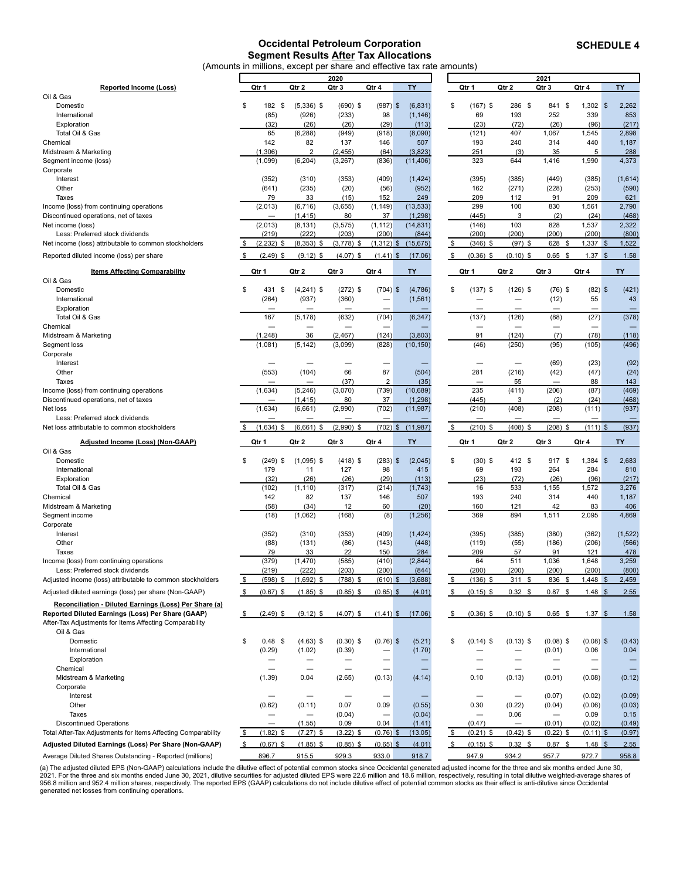# Occidental Petroleum Corporation

## Segment Results After Tax Allocations

**SCHEDULE 4**

(Amounts in millions, except per share and effective tax rate amounts)

| | 2020 | | | | | 2021 | | | | |
|---|---|---|---|---|---|---|---|---|---|---|
| **Reported Income (Loss)** | **Qtr 1** | **Qtr 2** | **Qtr 3** | **Qtr 4** | **TY** | **Qtr 1** | **Qtr 2** | **Qtr 3** | **Qtr 4** | **TY** |
| Oil & Gas | | | | | | | | | | |
| Domestic | $ 182 | $ (5,336) | $ (690) | $ (987) | $ (6,831) | $ (167) | $ 286 | $ 841 | $ 1,302 | $ 2,262 |
| International | (85) | (926) | (233) | 98 | (1,146) | 69 | 193 | 252 | 339 | 853 |
| Exploration | (32) | (26) | (26) | (29) | (113) | (23) | (72) | (26) | (96) | (217) |
| Total Oil & Gas | 65 | (6,288) | (949) | (918) | (8,090) | (121) | 407 | 1,067 | 1,545 | 2,898 |
| Chemical | 142 | 82 | 137 | 146 | 507 | 193 | 240 | 314 | 440 | 1,187 |
| Midstream & Marketing | (1,306) | 2 | (2,455) | (64) | (3,823) | 251 | (3) | 35 | 5 | 288 |
| Segment income (loss) | (1,099) | (6,204) | (3,267) | (836) | (11,406) | 323 | 644 | 1,416 | 1,990 | 4,373 |
| Corporate | | | | | | | | | | |
| Interest | (352) | (310) | (353) | (409) | (1,424) | (395) | (385) | (449) | (385) | (1,614) |
| Other | (641) | (235) | (20) | (56) | (952) | 162 | (271) | (228) | (253) | (590) |
| Taxes | 79 | 33 | (15) | 152 | 249 | 209 | 112 | 91 | 209 | 621 |
| Income (loss) from continuing operations | (2,013) | (6,716) | (3,655) | (1,149) | (13,533) | 299 | 100 | 830 | 1,561 | 2,790 |
| Discontinued operations, net of taxes | — | (1,415) | 80 | 37 | (1,298) | (445) | 3 | (2) | (24) | (468) |
| Net income (loss) | (2,013) | (8,131) | (3,575) | (1,112) | (14,831) | (146) | 103 | 828 | 1,537 | 2,322 |
| Less: Preferred stock dividends | (219) | (222) | (203) | (200) | (844) | (200) | (200) | (200) | (200) | (800) |
| Net income (loss) attributable to common stockholders | $ (2,232) | $ (8,353) | $ (3,778) | $ (1,312) | $ (15,675) | $ (346) | $ (97) | $ 628 | $ 1,337 | $ 1,522 |
| Reported diluted income (loss) per share | $ (2.49) | $ (9.12) | $ (4.07) | $ (1.41) | $ (17.06) | $ (0.36) | $ (0.10) | $ 0.65 | $ 1.37 | $ 1.58 |
| **Items Affecting Comparability** | **Qtr 1** | **Qtr 2** | **Qtr 3** | **Qtr 4** | **TY** | **Qtr 1** | **Qtr 2** | **Qtr 3** | **Qtr 4** | **TY** |
| Oil & Gas | | | | | | | | | | |
| Domestic | $ 431 | $ (4,241) | $ (272) | $ (704) | $ (4,786) | $ (137) | $ (126) | $ (76) | $ (82) | $ (421) |
| International | (264) | (937) | (360) | — | (1,561) | — | — | (12) | 55 | 43 |
| Exploration | — | — | — | — | — | — | — | — | — | — |
| Total Oil & Gas | 167 | (5,178) | (632) | (704) | (6,347) | (137) | (126) | (88) | (27) | (378) |
| Chemical | — | — | — | — | — | — | — | — | — | — |
| Midstream & Marketing | (1,248) | 36 | (2,467) | (124) | (3,803) | 91 | (124) | (7) | (78) | (118) |
| Segment loss | (1,081) | (5,142) | (3,099) | (828) | (10,150) | (46) | (250) | (95) | (105) | (496) |
| Corporate | | | | | | | | | | |
| Interest | — | — | — | — | — | — | — | (69) | (23) | (92) |
| Other | (553) | (104) | 66 | 87 | (504) | 281 | (216) | (42) | (47) | (24) |
| Taxes | — | — | (37) | 2 | (35) | — | 55 | — | 88 | 143 |
| Income (loss) from continuing operations | (1,634) | (5,246) | (3,070) | (739) | (10,689) | 235 | (411) | (206) | (87) | (469) |
| Discontinued operations, net of taxes | — | (1,415) | 80 | 37 | (1,298) | (445) | 3 | (2) | (24) | (468) |
| Net loss | (1,634) | (6,661) | (2,990) | (702) | (11,987) | (210) | (408) | (208) | (111) | (937) |
| Less: Preferred stock dividends | — | — | — | — | — | — | — | — | — | — |
| Net loss attributable to common stockholders | $ (1,634) | $ (6,661) | $ (2,990) | $ (702) | $ (11,987) | $ (210) | $ (408) | $ (208) | $ (111) | $ (937) |
| **Adjusted Income (Loss) (Non-GAAP)** | **Qtr 1** | **Qtr 2** | **Qtr 3** | **Qtr 4** | **TY** | **Qtr 1** | **Qtr 2** | **Qtr 3** | **Qtr 4** | **TY** |
| Oil & Gas | | | | | | | | | | |
| Domestic | $ (249) | $ (1,095) | $ (418) | $ (283) | $ (2,045) | $ (30) | $ 412 | $ 917 | $ 1,384 | $ 2,683 |
| International | 179 | 11 | 127 | 98 | 415 | 69 | 193 | 264 | 284 | 810 |
| Exploration | (32) | (26) | (26) | (29) | (113) | (23) | (72) | (26) | (96) | (217) |
| Total Oil & Gas | (102) | (1,110) | (317) | (214) | (1,743) | 16 | 533 | 1,155 | 1,572 | 3,276 |
| Chemical | 142 | 82 | 137 | 146 | 507 | 193 | 240 | 314 | 440 | 1,187 |
| Midstream & Marketing | (58) | (34) | 12 | 60 | (20) | 160 | 121 | 42 | 83 | 406 |
| Segment income | (18) | (1,062) | (168) | (8) | (1,256) | 369 | 894 | 1,511 | 2,095 | 4,869 |
| Corporate | | | | | | | | | | |
| Interest | (352) | (310) | (353) | (409) | (1,424) | (395) | (385) | (380) | (362) | (1,522) |
| Other | (88) | (131) | (86) | (143) | (448) | (119) | (55) | (186) | (206) | (566) |
| Taxes | 79 | 33 | 22 | 150 | 284 | 209 | 57 | 91 | 121 | 478 |
| Income (loss) from continuing operations | (379) | (1,470) | (585) | (410) | (2,844) | 64 | 511 | 1,036 | 1,648 | 3,259 |
| Less: Preferred stock dividends | (219) | (222) | (203) | (200) | (844) | (200) | (200) | (200) | (200) | (800) |
| Adjusted income (loss) attributable to common stockholders | $ (598) | $ (1,692) | $ (788) | $ (610) | $ (3,688) | $ (136) | $ 311 | $ 836 | $ 1,448 | $ 2,459 |
| Adjusted diluted earnings (loss) per share (Non-GAAP) | $ (0.67) | $ (1.85) | $ (0.85) | $ (0.65) | $ (4.01) | $ (0.15) | $ 0.32 | $ 0.87 | $ 1.48 | $ 2.55 |
| **Reconciliation - Diluted Earnings (Loss) Per Share (a)** | | | | | | | | | | |
| **Reported Diluted Earnings (Loss) Per Share (GAAP)** | $ (2.49) | $ (9.12) | $ (4.07) | $ (1.41) | $ (17.06) | $ (0.36) | $ (0.10) | $ 0.65 | $ 1.37 | $ 1.58 |
| After-Tax Adjustments for Items Affecting Comparability | | | | | | | | | | |
| Oil & Gas | | | | | | | | | | |
| Domestic | $ 0.48 | $ (4.63) | $ (0.30) | $ (0.76) | $ (5.21) | $ (0.14) | $ (0.13) | $ (0.08) | $ (0.08) | $ (0.43) |
| International | (0.29) | (1.02) | (0.39) | — | (1.70) | — | — | (0.01) | 0.06 | 0.04 |
| Exploration | — | — | — | — | — | — | — | — | — | — |
| Chemical | — | — | — | — | — | — | — | — | — | — |
| Midstream & Marketing | (1.39) | 0.04 | (2.65) | (0.13) | (4.14) | 0.10 | (0.13) | (0.01) | (0.08) | (0.12) |
| Corporate | | | | | | | | | | |
| Interest | — | — | — | — | — | — | — | (0.07) | (0.02) | (0.09) |
| Other | (0.62) | (0.11) | 0.07 | 0.09 | (0.55) | 0.30 | (0.22) | (0.04) | (0.06) | (0.03) |
| Taxes | — | — | (0.04) | — | (0.04) | — | 0.06 | — | 0.09 | 0.15 |
| Discontinued Operations | — | (1.55) | 0.09 | 0.04 | (1.41) | (0.47) | — | (0.01) | (0.02) | (0.49) |
| Total After-Tax Adjustments for Items Affecting Comparability | $ (1.82) | $ (7.27) | $ (3.22) | $ (0.76) | $ (13.05) | $ (0.21) | $ (0.42) | $ (0.22) | $ (0.11) | $ (0.97) |
| **Adjusted Diluted Earnings (Loss) Per Share (Non-GAAP)** | $ (0.67) | $ (1.85) | $ (0.85) | $ (0.65) | $ (4.01) | $ (0.15) | $ 0.32 | $ 0.87 | $ 1.48 | $ 2.55 |
| Average Diluted Shares Outstanding - Reported (millions) | 896.7 | 915.5 | 929.3 | 933.0 | 918.7 | 947.9 | 934.2 | 957.7 | 972.7 | 958.8 |

(a) The adjusted diluted EPS (Non-GAAP) calculations include the dilutive effect of potential common stocks since Occidental generated adjusted income for the three and six months ended June 30, 2021. For the three and six months ended June 30, 2021, dilutive securities for adjusted diluted EPS were 22.6 million and 18.6 million, respectively, resulting in total dilutive weighted-average shares of 956.8 million and 952.4 million shares, respectively. The reported EPS (GAAP) calculations do not include dilutive effect of potential common stocks as their effect is anti-dilutive since Occidental generated net losses from continuing operations.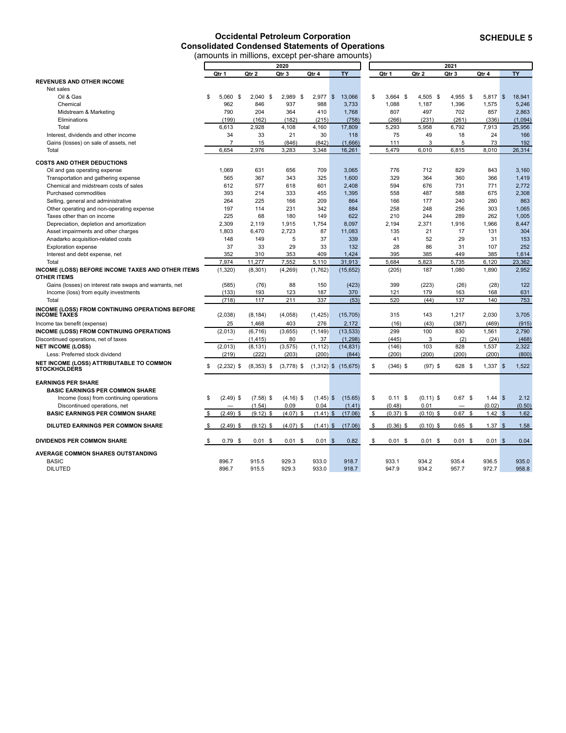**SCHEDULE 5**

## Occidental Petroleum Corporation
## Consolidated Condensed Statements of Operations
(amounts in millions, except per-share amounts)

| | 2020 | | | | | 2021 | | | | |
|---|---|---|---|---|---|---|---|---|---|---|
| | Qtr 1 | Qtr 2 | Qtr 3 | Qtr 4 | TY | Qtr 1 | Qtr 2 | Qtr 3 | Qtr 4 | TY |
| **REVENUES AND OTHER INCOME** | | | | | | | | | | |
| Net sales | | | | | | | | | | |
| Oil & Gas | $ 5,060 | $ 2,040 | $ 2,989 | $ 2,977 | $ 13,066 | $ 3,664 | $ 4,505 | $ 4,955 | $ 5,817 | $ 18,941 |
| Chemical | 962 | 846 | 937 | 988 | 3,733 | 1,088 | 1,187 | 1,396 | 1,575 | 5,246 |
| Midstream & Marketing | 790 | 204 | 364 | 410 | 1,768 | 807 | 497 | 702 | 857 | 2,863 |
| Eliminations | (199) | (162) | (182) | (215) | (758) | (266) | (231) | (261) | (336) | (1,094) |
| Total | 6,613 | 2,928 | 4,108 | 4,160 | 17,809 | 5,293 | 5,958 | 6,792 | 7,913 | 25,956 |
| Interest, dividends and other income | 34 | 33 | 21 | 30 | 118 | 75 | 49 | 18 | 24 | 166 |
| Gains (losses) on sale of assets, net | 7 | 15 | (846) | (842) | (1,666) | 111 | 3 | 5 | 73 | 192 |
| Total | 6,654 | 2,976 | 3,283 | 3,348 | 16,261 | 5,479 | 6,010 | 6,815 | 8,010 | 26,314 |
| **COSTS AND OTHER DEDUCTIONS** | | | | | | | | | | |
| Oil and gas operating expense | 1,069 | 631 | 656 | 709 | 3,065 | 776 | 712 | 829 | 843 | 3,160 |
| Transportation and gathering expense | 565 | 367 | 343 | 325 | 1,600 | 329 | 364 | 360 | 366 | 1,419 |
| Chemical and midstream costs of sales | 612 | 577 | 618 | 601 | 2,408 | 594 | 676 | 731 | 771 | 2,772 |
| Purchased commodities | 393 | 214 | 333 | 455 | 1,395 | 558 | 487 | 588 | 675 | 2,308 |
| Selling, general and administrative | 264 | 225 | 166 | 209 | 864 | 166 | 177 | 240 | 280 | 863 |
| Other operating and non-operating expense | 197 | 114 | 231 | 342 | 884 | 258 | 248 | 256 | 303 | 1,065 |
| Taxes other than on income | 225 | 68 | 180 | 149 | 622 | 210 | 244 | 289 | 262 | 1,005 |
| Depreciation, depletion and amortization | 2,309 | 2,119 | 1,915 | 1,754 | 8,097 | 2,194 | 2,371 | 1,916 | 1,966 | 8,447 |
| Asset impairments and other charges | 1,803 | 6,470 | 2,723 | 87 | 11,083 | 135 | 21 | 17 | 131 | 304 |
| Anadarko acquisition-related costs | 148 | 149 | 5 | 37 | 339 | 41 | 52 | 29 | 31 | 153 |
| Exploration expense | 37 | 33 | 29 | 33 | 132 | 28 | 86 | 31 | 107 | 252 |
| Interest and debt expense, net | 352 | 310 | 353 | 409 | 1,424 | 395 | 385 | 449 | 385 | 1,614 |
| Total | 7,974 | 11,277 | 7,552 | 5,110 | 31,913 | 5,684 | 5,823 | 5,735 | 6,120 | 23,362 |
| **INCOME (LOSS) BEFORE INCOME TAXES AND OTHER ITEMS** | (1,320) | (8,301) | (4,269) | (1,762) | (15,652) | (205) | 187 | 1,080 | 1,890 | 2,952 |
| **OTHER ITEMS** | | | | | | | | | | |
| Gains (losses) on interest rate swaps and warrants, net | (585) | (76) | 88 | 150 | (423) | 399 | (223) | (26) | (28) | 122 |
| Income (loss) from equity investments | (133) | 193 | 123 | 187 | 370 | 121 | 179 | 163 | 168 | 631 |
| Total | (718) | 117 | 211 | 337 | (53) | 520 | (44) | 137 | 140 | 753 |
| **INCOME (LOSS) FROM CONTINUING OPERATIONS BEFORE INCOME TAXES** | (2,038) | (8,184) | (4,058) | (1,425) | (15,705) | 315 | 143 | 1,217 | 2,030 | 3,705 |
| Income tax benefit (expense) | 25 | 1,468 | 403 | 276 | 2,172 | (16) | (43) | (387) | (469) | (915) |
| **INCOME (LOSS) FROM CONTINUING OPERATIONS** | (2,013) | (6,716) | (3,655) | (1,149) | (13,533) | 299 | 100 | 830 | 1,561 | 2,790 |
| Discontinued operations, net of taxes | — | (1,415) | 80 | 37 | (1,298) | (445) | 3 | (2) | (24) | (468) |
| **NET INCOME (LOSS)** | (2,013) | (8,131) | (3,575) | (1,112) | (14,831) | (146) | 103 | 828 | 1,537 | 2,322 |
| Less: Preferred stock dividend | (219) | (222) | (203) | (200) | (844) | (200) | (200) | (200) | (200) | (800) |
| **NET INCOME (LOSS) ATTRIBUTABLE TO COMMON STOCKHOLDERS** | $ (2,232) | $ (8,353) | $ (3,778) | $ (1,312) | $ (15,675) | $ (346) | $ (97) | $ 628 | $ 1,337 | $ 1,522 |
| **EARNINGS PER SHARE** | | | | | | | | | | |
| **BASIC EARNINGS PER COMMON SHARE** | | | | | | | | | | |
| Income (loss) from continuing operations | $ (2.49) | $ (7.58) | $ (4.16) | $ (1.45) | $ (15.65) | $ 0.11 | $ (0.11) | $ 0.67 | $ 1.44 | $ 2.12 |
| Discontinued operations, net | — | (1.54) | 0.09 | 0.04 | (1.41) | (0.48) | 0.01 | — | (0.02) | (0.50) |
| **BASIC EARNINGS PER COMMON SHARE** | $ (2.49) | $ (9.12) | $ (4.07) | $ (1.41) | $ (17.06) | $ (0.37) | $ (0.10) | $ 0.67 | $ 1.42 | $ 1.62 |
| **DILUTED EARNINGS PER COMMON SHARE** | $ (2.49) | $ (9.12) | $ (4.07) | $ (1.41) | $ (17.06) | $ (0.36) | $ (0.10) | $ 0.65 | $ 1.37 | $ 1.58 |
| **DIVIDENDS PER COMMON SHARE** | $ 0.79 | $ 0.01 | $ 0.01 | $ 0.01 | $ 0.82 | $ 0.01 | $ 0.01 | $ 0.01 | $ 0.01 | $ 0.04 |
| **AVERAGE COMMON SHARES OUTSTANDING** | | | | | | | | | | |
| BASIC | 896.7 | 915.5 | 929.3 | 933.0 | 918.7 | 933.1 | 934.2 | 935.4 | 936.5 | 935.0 |
| DILUTED | 896.7 | 915.5 | 929.3 | 933.0 | 918.7 | 947.9 | 934.2 | 957.7 | 972.7 | 958.8 |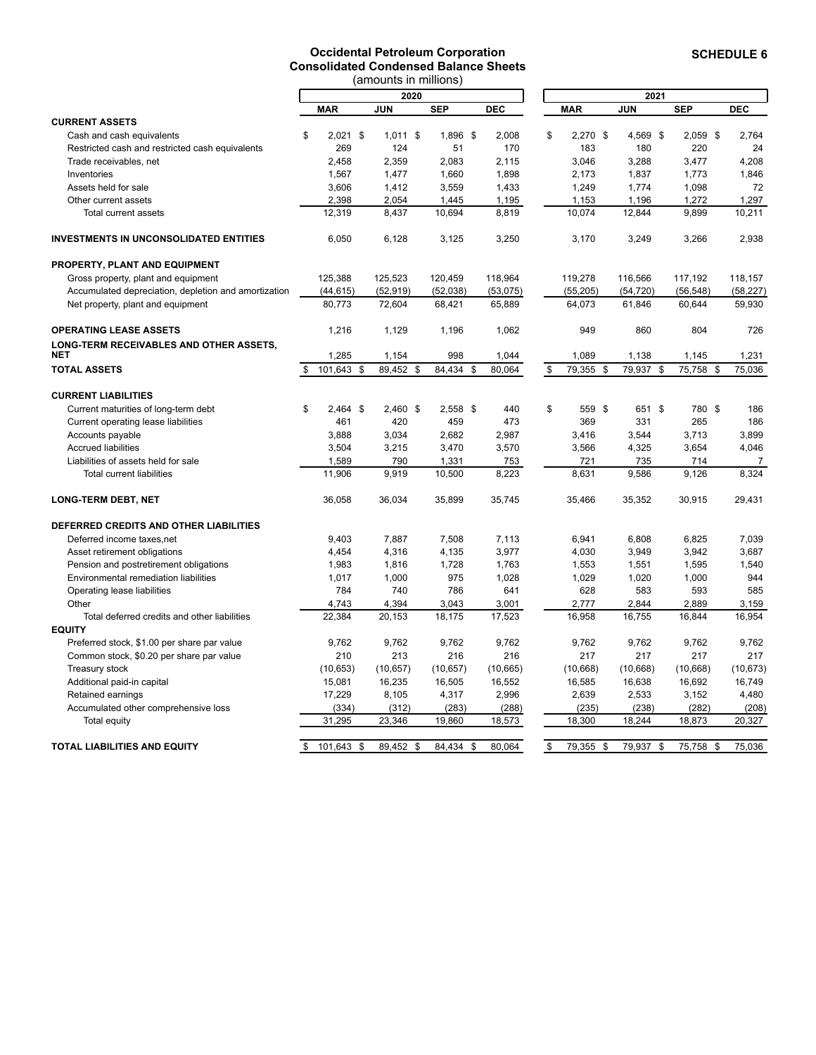**SCHEDULE 6**

# Occidental Petroleum Corporation
## Consolidated Condensed Balance Sheets
(amounts in millions)

| | 2020 | | | | 2021 | | | |
|---|---|---|---|---|---|---|---|---|
| | MAR | JUN | SEP | DEC | MAR | JUN | SEP | DEC |
| **CURRENT ASSETS** | | | | | | | | |
| Cash and cash equivalents | $ 2,021 | $ 1,011 | $ 1,896 | $ 2,008 | $ 2,270 | $ 4,569 | $ 2,059 | $ 2,764 |
| Restricted cash and restricted cash equivalents | 269 | 124 | 51 | 170 | 183 | 180 | 220 | 24 |
| Trade receivables, net | 2,458 | 2,359 | 2,083 | 2,115 | 3,046 | 3,288 | 3,477 | 4,208 |
| Inventories | 1,567 | 1,477 | 1,660 | 1,898 | 2,173 | 1,837 | 1,773 | 1,846 |
| Assets held for sale | 3,606 | 1,412 | 3,559 | 1,433 | 1,249 | 1,774 | 1,098 | 72 |
| Other current assets | 2,398 | 2,054 | 1,445 | 1,195 | 1,153 | 1,196 | 1,272 | 1,297 |
| Total current assets | 12,319 | 8,437 | 10,694 | 8,819 | 10,074 | 12,844 | 9,899 | 10,211 |
| **INVESTMENTS IN UNCONSOLIDATED ENTITIES** | 6,050 | 6,128 | 3,125 | 3,250 | 3,170 | 3,249 | 3,266 | 2,938 |
| **PROPERTY, PLANT AND EQUIPMENT** | | | | | | | | |
| Gross property, plant and equipment | 125,388 | 125,523 | 120,459 | 118,964 | 119,278 | 116,566 | 117,192 | 118,157 |
| Accumulated depreciation, depletion and amortization | (44,615) | (52,919) | (52,038) | (53,075) | (55,205) | (54,720) | (56,548) | (58,227) |
| Net property, plant and equipment | 80,773 | 72,604 | 68,421 | 65,889 | 64,073 | 61,846 | 60,644 | 59,930 |
| **OPERATING LEASE ASSETS** | 1,216 | 1,129 | 1,196 | 1,062 | 949 | 860 | 804 | 726 |
| **LONG-TERM RECEIVABLES AND OTHER ASSETS, NET** | 1,285 | 1,154 | 998 | 1,044 | 1,089 | 1,138 | 1,145 | 1,231 |
| **TOTAL ASSETS** | $ 101,643 | $ 89,452 | $ 84,434 | $ 80,064 | $ 79,355 | $ 79,937 | $ 75,758 | $ 75,036 |
| **CURRENT LIABILITIES** | | | | | | | | |
| Current maturities of long-term debt | $ 2,464 | $ 2,460 | $ 2,558 | $ 440 | $ 559 | $ 651 | $ 780 | $ 186 |
| Current operating lease liabilities | 461 | 420 | 459 | 473 | 369 | 331 | 265 | 186 |
| Accounts payable | 3,888 | 3,034 | 2,682 | 2,987 | 3,416 | 3,544 | 3,713 | 3,899 |
| Accrued liabilities | 3,504 | 3,215 | 3,470 | 3,570 | 3,566 | 4,325 | 3,654 | 4,046 |
| Liabilities of assets held for sale | 1,589 | 790 | 1,331 | 753 | 721 | 735 | 714 | 7 |
| Total current liabilities | 11,906 | 9,919 | 10,500 | 8,223 | 8,631 | 9,586 | 9,126 | 8,324 |
| **LONG-TERM DEBT, NET** | 36,058 | 36,034 | 35,899 | 35,745 | 35,466 | 35,352 | 30,915 | 29,431 |
| **DEFERRED CREDITS AND OTHER LIABILITIES** | | | | | | | | |
| Deferred income taxes,net | 9,403 | 7,887 | 7,508 | 7,113 | 6,941 | 6,808 | 6,825 | 7,039 |
| Asset retirement obligations | 4,454 | 4,316 | 4,135 | 3,977 | 4,030 | 3,949 | 3,942 | 3,687 |
| Pension and postretirement obligations | 1,983 | 1,816 | 1,728 | 1,763 | 1,553 | 1,551 | 1,595 | 1,540 |
| Environmental remediation liabilities | 1,017 | 1,000 | 975 | 1,028 | 1,029 | 1,020 | 1,000 | 944 |
| Operating lease liabilities | 784 | 740 | 786 | 641 | 628 | 583 | 593 | 585 |
| Other | 4,743 | 4,394 | 3,043 | 3,001 | 2,777 | 2,844 | 2,889 | 3,159 |
| Total deferred credits and other liabilities | 22,384 | 20,153 | 18,175 | 17,523 | 16,958 | 16,755 | 16,844 | 16,954 |
| **EQUITY** | | | | | | | | |
| Preferred stock, $1.00 per share par value | 9,762 | 9,762 | 9,762 | 9,762 | 9,762 | 9,762 | 9,762 | 9,762 |
| Common stock, $0.20 per share par value | 210 | 213 | 216 | 216 | 217 | 217 | 217 | 217 |
| Treasury stock | (10,653) | (10,657) | (10,657) | (10,665) | (10,668) | (10,668) | (10,668) | (10,673) |
| Additional paid-in capital | 15,081 | 16,235 | 16,505 | 16,552 | 16,585 | 16,638 | 16,692 | 16,749 |
| Retained earnings | 17,229 | 8,105 | 4,317 | 2,996 | 2,639 | 2,533 | 3,152 | 4,480 |
| Accumulated other comprehensive loss | (334) | (312) | (283) | (288) | (235) | (238) | (282) | (208) |
| Total equity | 31,295 | 23,346 | 19,860 | 18,573 | 18,300 | 18,244 | 18,873 | 20,327 |
| **TOTAL LIABILITIES AND EQUITY** | $ 101,643 | $ 89,452 | $ 84,434 | $ 80,064 | $ 79,355 | $ 79,937 | $ 75,758 | $ 75,036 |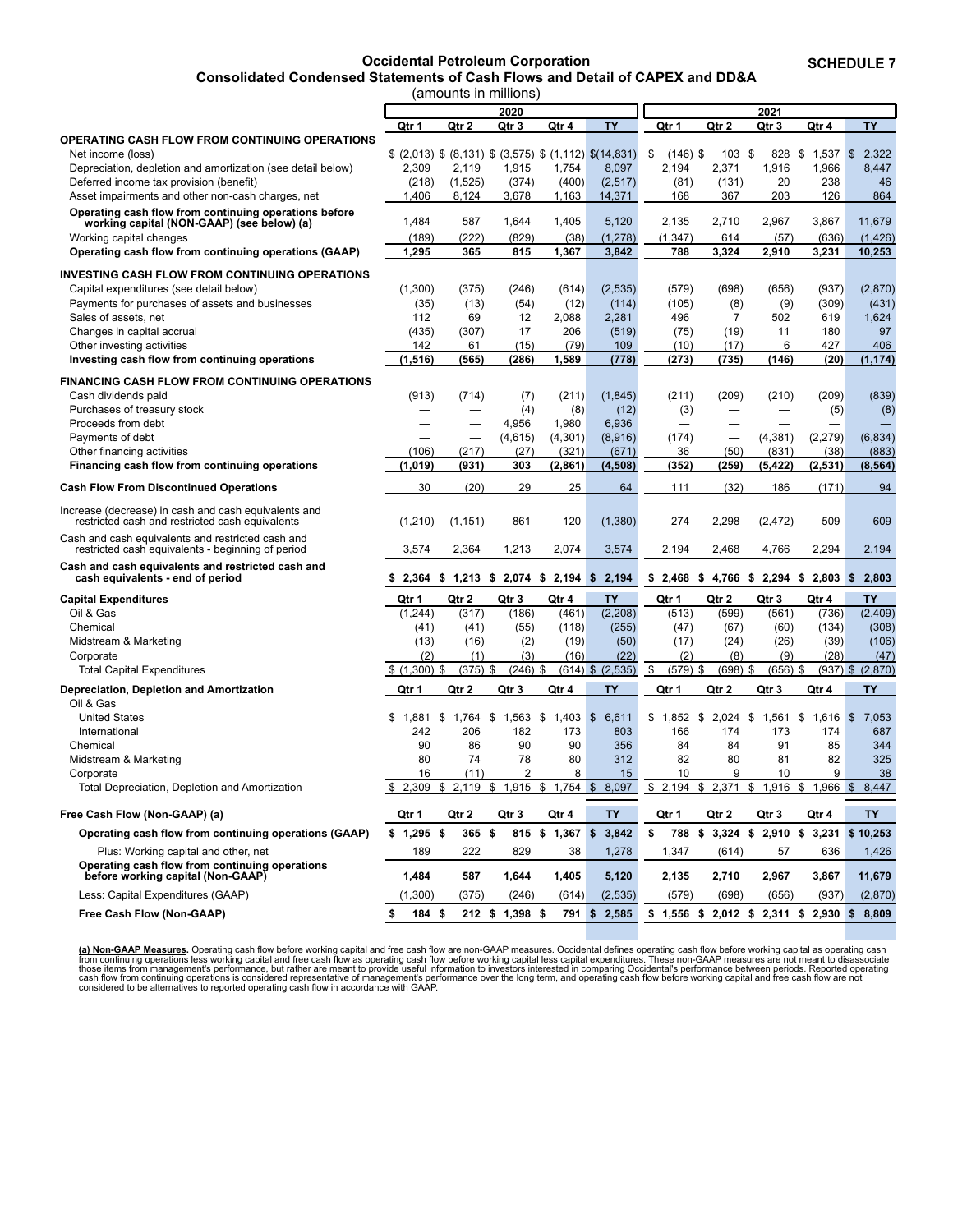**SCHEDULE 7**

## Occidental Petroleum Corporation
## Consolidated Condensed Statements of Cash Flows and Detail of CAPEX and DD&A

(amounts in millions)

| | 2020 | | | | | 2021 | | | | |
|---|---|---|---|---|---|---|---|---|---|---|
| | Qtr 1 | Qtr 2 | Qtr 3 | Qtr 4 | TY | Qtr 1 | Qtr 2 | Qtr 3 | Qtr 4 | TY |
| **OPERATING CASH FLOW FROM CONTINUING OPERATIONS** | | | | | | | | | | |
| Net income (loss) | $ (2,013) | $ (8,131) | $ (3,575) | $ (1,112) | $(14,831) | $ (146) | $ 103 | $ 828 | $ 1,537 | $ 2,322 |
| Depreciation, depletion and amortization (see detail below) | 2,309 | 2,119 | 1,915 | 1,754 | 8,097 | 2,194 | 2,371 | 1,916 | 1,966 | 8,447 |
| Deferred income tax provision (benefit) | (218) | (1,525) | (374) | (400) | (2,517) | (81) | (131) | 20 | 238 | 46 |
| Asset impairments and other non-cash charges, net | 1,406 | 8,124 | 3,678 | 1,163 | 14,371 | 168 | 367 | 203 | 126 | 864 |
| **Operating cash flow from continuing operations before working capital (NON-GAAP) (see below) (a)** | 1,484 | 587 | 1,644 | 1,405 | 5,120 | 2,135 | 2,710 | 2,967 | 3,867 | 11,679 |
| Working capital changes | (189) | (222) | (829) | (38) | (1,278) | (1,347) | 614 | (57) | (636) | (1,426) |
| **Operating cash flow from continuing operations (GAAP)** | **1,295** | **365** | **815** | **1,367** | **3,842** | **788** | **3,324** | **2,910** | **3,231** | **10,253** |
| **INVESTING CASH FLOW FROM CONTINUING OPERATIONS** | | | | | | | | | | |
| Capital expenditures (see detail below) | (1,300) | (375) | (246) | (614) | (2,535) | (579) | (698) | (656) | (937) | (2,870) |
| Payments for purchases of assets and businesses | (35) | (13) | (54) | (12) | (114) | (105) | (8) | (9) | (309) | (431) |
| Sales of assets, net | 112 | 69 | 12 | 2,088 | 2,281 | 496 | 7 | 502 | 619 | 1,624 |
| Changes in capital accrual | (435) | (307) | 17 | 206 | (519) | (75) | (19) | 11 | 180 | 97 |
| Other investing activities | 142 | 61 | (15) | (79) | 109 | (10) | (17) | 6 | 427 | 406 |
| **Investing cash flow from continuing operations** | **(1,516)** | **(565)** | **(286)** | **1,589** | **(778)** | **(273)** | **(735)** | **(146)** | **(20)** | **(1,174)** |
| **FINANCING CASH FLOW FROM CONTINUING OPERATIONS** | | | | | | | | | | |
| Cash dividends paid | (913) | (714) | (7) | (211) | (1,845) | (211) | (209) | (210) | (209) | (839) |
| Purchases of treasury stock | — | — | (4) | (8) | (12) | (3) | — | — | (5) | (8) |
| Proceeds from debt | — | — | 4,956 | 1,980 | 6,936 | — | — | — | — | — |
| Payments of debt | — | — | (4,615) | (4,301) | (8,916) | (174) | — | (4,381) | (2,279) | (6,834) |
| Other financing activities | (106) | (217) | (27) | (321) | (671) | 36 | (50) | (831) | (38) | (883) |
| **Financing cash flow from continuing operations** | **(1,019)** | **(931)** | **303** | **(2,861)** | **(4,508)** | **(352)** | **(259)** | **(5,422)** | **(2,531)** | **(8,564)** |
| **Cash Flow From Discontinued Operations** | 30 | (20) | 29 | 25 | 64 | 111 | (32) | 186 | (171) | 94 |
| Increase (decrease) in cash and cash equivalents and restricted cash and restricted cash equivalents | (1,210) | (1,151) | 861 | 120 | (1,380) | 274 | 2,298 | (2,472) | 509 | 609 |
| Cash and cash equivalents and restricted cash and restricted cash equivalents - beginning of period | 3,574 | 2,364 | 1,213 | 2,074 | 3,574 | 2,194 | 2,468 | 4,766 | 2,294 | 2,194 |
| **Cash and cash equivalents and restricted cash and cash equivalents - end of period** | **$ 2,364** | **$ 1,213** | **$ 2,074** | **$ 2,194** | **$ 2,194** | **$ 2,468** | **$ 4,766** | **$ 2,294** | **$ 2,803** | **$ 2,803** |
| **Capital Expenditures** | **Qtr 1** | **Qtr 2** | **Qtr 3** | **Qtr 4** | **TY** | **Qtr 1** | **Qtr 2** | **Qtr 3** | **Qtr 4** | **TY** |
| Oil & Gas | (1,244) | (317) | (186) | (461) | (2,208) | (513) | (599) | (561) | (736) | (2,409) |
| Chemical | (41) | (41) | (55) | (118) | (255) | (47) | (67) | (60) | (134) | (308) |
| Midstream & Marketing | (13) | (16) | (2) | (19) | (50) | (17) | (24) | (26) | (39) | (106) |
| Corporate | (2) | (1) | (3) | (16) | (22) | (2) | (8) | (9) | (28) | (47) |
| Total Capital Expenditures | $ (1,300) | $ (375) | $ (246) | $ (614) | $ (2,535) | $ (579) | $ (698) | $ (656) | $ (937) | $ (2,870) |
| **Depreciation, Depletion and Amortization** | **Qtr 1** | **Qtr 2** | **Qtr 3** | **Qtr 4** | **TY** | **Qtr 1** | **Qtr 2** | **Qtr 3** | **Qtr 4** | **TY** |
| Oil & Gas | | | | | | | | | | |
| United States | $ 1,881 | $ 1,764 | $ 1,563 | $ 1,403 | $ 6,611 | $ 1,852 | $ 2,024 | $ 1,561 | $ 1,616 | $ 7,053 |
| International | 242 | 206 | 182 | 173 | 803 | 166 | 174 | 173 | 174 | 687 |
| Chemical | 90 | 86 | 90 | 90 | 356 | 84 | 84 | 91 | 85 | 344 |
| Midstream & Marketing | 80 | 74 | 78 | 80 | 312 | 82 | 80 | 81 | 82 | 325 |
| Corporate | 16 | (11) | 2 | 8 | 15 | 10 | 9 | 10 | 9 | 38 |
| Total Depreciation, Depletion and Amortization | $ 2,309 | $ 2,119 | $ 1,915 | $ 1,754 | $ 8,097 | $ 2,194 | $ 2,371 | $ 1,916 | $ 1,966 | $ 8,447 |
| **Free Cash Flow (Non-GAAP) (a)** | **Qtr 1** | **Qtr 2** | **Qtr 3** | **Qtr 4** | **TY** | **Qtr 1** | **Qtr 2** | **Qtr 3** | **Qtr 4** | **TY** |
| **Operating cash flow from continuing operations (GAAP)** | **$ 1,295** | **$ 365** | **$ 815** | **$ 1,367** | **$ 3,842** | **$ 788** | **$ 3,324** | **$ 2,910** | **$ 3,231** | **$ 10,253** |
| Plus: Working capital and other, net | 189 | 222 | 829 | 38 | 1,278 | 1,347 | (614) | 57 | 636 | 1,426 |
| **Operating cash flow from continuing operations before working capital (Non-GAAP)** | **1,484** | **587** | **1,644** | **1,405** | **5,120** | **2,135** | **2,710** | **2,967** | **3,867** | **11,679** |
| Less: Capital Expenditures (GAAP) | (1,300) | (375) | (246) | (614) | (2,535) | (579) | (698) | (656) | (937) | (2,870) |
| **Free Cash Flow (Non-GAAP)** | **$ 184** | **$ 212** | **$ 1,398** | **$ 791** | **$ 2,585** | **$ 1,556** | **$ 2,012** | **$ 2,311** | **$ 2,930** | **$ 8,809** |

**(a) Non-GAAP Measures.** Operating cash flow before working capital and free cash flow are non-GAAP measures. Occidental defines operating cash flow before working capital as operating cash from continuing operations less working capital and free cash flow as operating cash flow before working capital less capital expenditures. These non-GAAP measures are not meant to disassociate those items from management's performance, but rather are meant to provide useful information to investors interested in comparing Occidental's performance between periods. Reported operating cash flow from continuing operations is considered representative of management's performance over the long term, and operating cash flow before working capital and free cash flow are not considered to be alternatives to reported operating cash flow in accordance with GAAP.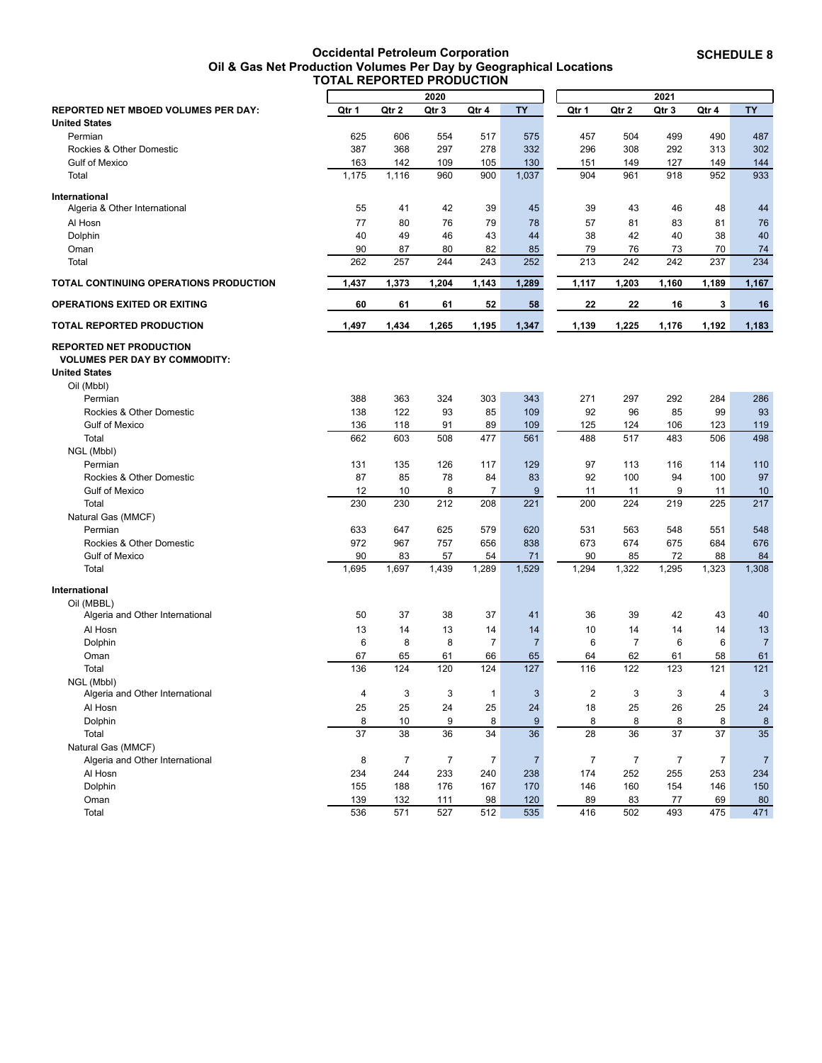**SCHEDULE 8**

# Occidental Petroleum Corporation
## Oil & Gas Net Production Volumes Per Day by Geographical Locations
## TOTAL REPORTED PRODUCTION

| | 2020 | | | | | 2021 | | | | |
|---|---|---|---|---|---|---|---|---|---|---|
| **REPORTED NET MBOED VOLUMES PER DAY:** | **Qtr 1** | **Qtr 2** | **Qtr 3** | **Qtr 4** | **TY** | **Qtr 1** | **Qtr 2** | **Qtr 3** | **Qtr 4** | **TY** |
| **United States** | | | | | | | | | | |
| Permian | 625 | 606 | 554 | 517 | 575 | 457 | 504 | 499 | 490 | 487 |
| Rockies & Other Domestic | 387 | 368 | 297 | 278 | 332 | 296 | 308 | 292 | 313 | 302 |
| Gulf of Mexico | 163 | 142 | 109 | 105 | 130 | 151 | 149 | 127 | 149 | 144 |
| Total | 1,175 | 1,116 | 960 | 900 | 1,037 | 904 | 961 | 918 | 952 | 933 |
| **International** | | | | | | | | | | |
| Algeria & Other International | 55 | 41 | 42 | 39 | 45 | 39 | 43 | 46 | 48 | 44 |
| Al Hosn | 77 | 80 | 76 | 79 | 78 | 57 | 81 | 83 | 81 | 76 |
| Dolphin | 40 | 49 | 46 | 43 | 44 | 38 | 42 | 40 | 38 | 40 |
| Oman | 90 | 87 | 80 | 82 | 85 | 79 | 76 | 73 | 70 | 74 |
| Total | 262 | 257 | 244 | 243 | 252 | 213 | 242 | 242 | 237 | 234 |
| **TOTAL CONTINUING OPERATIONS PRODUCTION** | **1,437** | **1,373** | **1,204** | **1,143** | **1,289** | **1,117** | **1,203** | **1,160** | **1,189** | **1,167** |
| **OPERATIONS EXITED OR EXITING** | **60** | **61** | **61** | **52** | **58** | **22** | **22** | **16** | **3** | **16** |
| **TOTAL REPORTED PRODUCTION** | **1,497** | **1,434** | **1,265** | **1,195** | **1,347** | **1,139** | **1,225** | **1,176** | **1,192** | **1,183** |
| **REPORTED NET PRODUCTION VOLUMES PER DAY BY COMMODITY:** | | | | | | | | | | |
| **United States** | | | | | | | | | | |
| Oil (Mbbl) | | | | | | | | | | |
| Permian | 388 | 363 | 324 | 303 | 343 | 271 | 297 | 292 | 284 | 286 |
| Rockies & Other Domestic | 138 | 122 | 93 | 85 | 109 | 92 | 96 | 85 | 99 | 93 |
| Gulf of Mexico | 136 | 118 | 91 | 89 | 109 | 125 | 124 | 106 | 123 | 119 |
| Total | 662 | 603 | 508 | 477 | 561 | 488 | 517 | 483 | 506 | 498 |
| NGL (Mbbl) | | | | | | | | | | |
| Permian | 131 | 135 | 126 | 117 | 129 | 97 | 113 | 116 | 114 | 110 |
| Rockies & Other Domestic | 87 | 85 | 78 | 84 | 83 | 92 | 100 | 94 | 100 | 97 |
| Gulf of Mexico | 12 | 10 | 8 | 7 | 9 | 11 | 11 | 9 | 11 | 10 |
| Total | 230 | 230 | 212 | 208 | 221 | 200 | 224 | 219 | 225 | 217 |
| Natural Gas (MMCF) | | | | | | | | | | |
| Permian | 633 | 647 | 625 | 579 | 620 | 531 | 563 | 548 | 551 | 548 |
| Rockies & Other Domestic | 972 | 967 | 757 | 656 | 838 | 673 | 674 | 675 | 684 | 676 |
| Gulf of Mexico | 90 | 83 | 57 | 54 | 71 | 90 | 85 | 72 | 88 | 84 |
| Total | 1,695 | 1,697 | 1,439 | 1,289 | 1,529 | 1,294 | 1,322 | 1,295 | 1,323 | 1,308 |
| **International** | | | | | | | | | | |
| Oil (MBBL) | | | | | | | | | | |
| Algeria and Other International | 50 | 37 | 38 | 37 | 41 | 36 | 39 | 42 | 43 | 40 |
| Al Hosn | 13 | 14 | 13 | 14 | 14 | 10 | 14 | 14 | 14 | 13 |
| Dolphin | 6 | 8 | 8 | 7 | 7 | 6 | 7 | 6 | 6 | 7 |
| Oman | 67 | 65 | 61 | 66 | 65 | 64 | 62 | 61 | 58 | 61 |
| Total | 136 | 124 | 120 | 124 | 127 | 116 | 122 | 123 | 121 | 121 |
| NGL (Mbbl) | | | | | | | | | | |
| Algeria and Other International | 4 | 3 | 3 | 1 | 3 | 2 | 3 | 3 | 4 | 3 |
| Al Hosn | 25 | 25 | 24 | 25 | 24 | 18 | 25 | 26 | 25 | 24 |
| Dolphin | 8 | 10 | 9 | 8 | 9 | 8 | 8 | 8 | 8 | 8 |
| Total | 37 | 38 | 36 | 34 | 36 | 28 | 36 | 37 | 37 | 35 |
| Natural Gas (MMCF) | | | | | | | | | | |
| Algeria and Other International | 8 | 7 | 7 | 7 | 7 | 7 | 7 | 7 | 7 | 7 |
| Al Hosn | 234 | 244 | 233 | 240 | 238 | 174 | 252 | 255 | 253 | 234 |
| Dolphin | 155 | 188 | 176 | 167 | 170 | 146 | 160 | 154 | 146 | 150 |
| Oman | 139 | 132 | 111 | 98 | 120 | 89 | 83 | 77 | 69 | 80 |
| Total | 536 | 571 | 527 | 512 | 535 | 416 | 502 | 493 | 475 | 471 |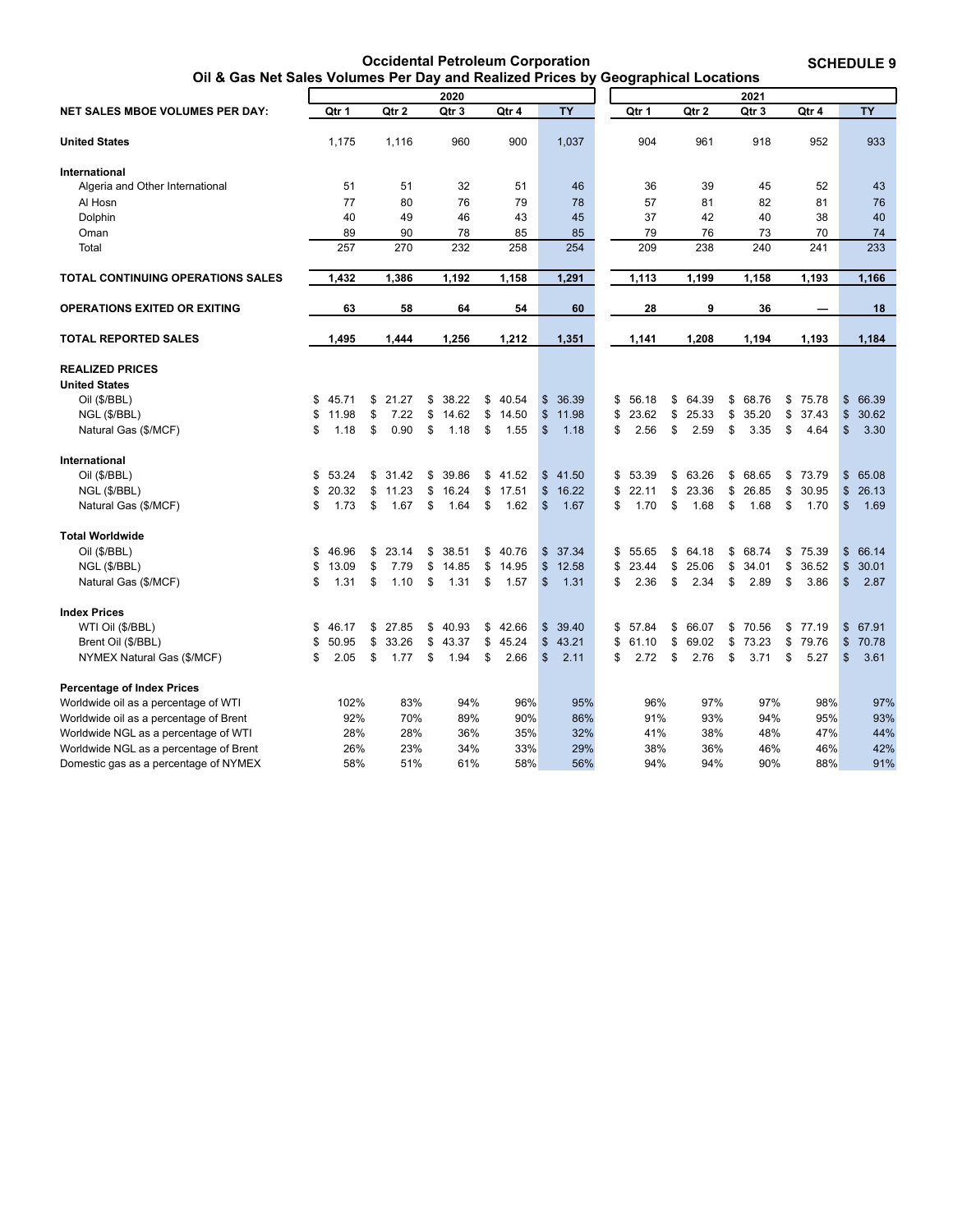**Occidental Petroleum Corporation**

**Oil & Gas Net Sales Volumes Per Day and Realized Prices by Geographical Locations**

**SCHEDULE 9**

| | 2020 | | | | | 2021 | | | | |
|---|---|---|---|---|---|---|---|---|---|---|
| **NET SALES MBOE VOLUMES PER DAY:** | Qtr 1 | Qtr 2 | Qtr 3 | Qtr 4 | TY | Qtr 1 | Qtr 2 | Qtr 3 | Qtr 4 | TY |
| **United States** | 1,175 | 1,116 | 960 | 900 | 1,037 | 904 | 961 | 918 | 952 | 933 |
| **International** | | | | | | | | | | |
| Algeria and Other International | 51 | 51 | 32 | 51 | 46 | 36 | 39 | 45 | 52 | 43 |
| Al Hosn | 77 | 80 | 76 | 79 | 78 | 57 | 81 | 82 | 81 | 76 |
| Dolphin | 40 | 49 | 46 | 43 | 45 | 37 | 42 | 40 | 38 | 40 |
| Oman | 89 | 90 | 78 | 85 | 85 | 79 | 76 | 73 | 70 | 74 |
| Total | 257 | 270 | 232 | 258 | 254 | 209 | 238 | 240 | 241 | 233 |
| **TOTAL CONTINUING OPERATIONS SALES** | **1,432** | **1,386** | **1,192** | **1,158** | **1,291** | **1,113** | **1,199** | **1,158** | **1,193** | **1,166** |
| **OPERATIONS EXITED OR EXITING** | **63** | **58** | **64** | **54** | **60** | **28** | **9** | **36** | **—** | **18** |
| **TOTAL REPORTED SALES** | **1,495** | **1,444** | **1,256** | **1,212** | **1,351** | **1,141** | **1,208** | **1,194** | **1,193** | **1,184** |
| **REALIZED PRICES** | | | | | | | | | | |
| **United States** | | | | | | | | | | |
| Oil ($/BBL) | $ 45.71 | $ 21.27 | $ 38.22 | $ 40.54 | $ 36.39 | $ 56.18 | $ 64.39 | $ 68.76 | $ 75.78 | $ 66.39 |
| NGL ($/BBL) | $ 11.98 | $ 7.22 | $ 14.62 | $ 14.50 | $ 11.98 | $ 23.62 | $ 25.33 | $ 35.20 | $ 37.43 | $ 30.62 |
| Natural Gas ($/MCF) | $ 1.18 | $ 0.90 | $ 1.18 | $ 1.55 | $ 1.18 | $ 2.56 | $ 2.59 | $ 3.35 | $ 4.64 | $ 3.30 |
| **International** | | | | | | | | | | |
| Oil ($/BBL) | $ 53.24 | $ 31.42 | $ 39.86 | $ 41.52 | $ 41.50 | $ 53.39 | $ 63.26 | $ 68.65 | $ 73.79 | $ 65.08 |
| NGL ($/BBL) | $ 20.32 | $ 11.23 | $ 16.24 | $ 17.51 | $ 16.22 | $ 22.11 | $ 23.36 | $ 26.85 | $ 30.95 | $ 26.13 |
| Natural Gas ($/MCF) | $ 1.73 | $ 1.67 | $ 1.64 | $ 1.62 | $ 1.67 | $ 1.70 | $ 1.68 | $ 1.68 | $ 1.70 | $ 1.69 |
| **Total Worldwide** | | | | | | | | | | |
| Oil ($/BBL) | $ 46.96 | $ 23.14 | $ 38.51 | $ 40.76 | $ 37.34 | $ 55.65 | $ 64.18 | $ 68.74 | $ 75.39 | $ 66.14 |
| NGL ($/BBL) | $ 13.09 | $ 7.79 | $ 14.85 | $ 14.95 | $ 12.58 | $ 23.44 | $ 25.06 | $ 34.01 | $ 36.52 | $ 30.01 |
| Natural Gas ($/MCF) | $ 1.31 | $ 1.10 | $ 1.31 | $ 1.57 | $ 1.31 | $ 2.36 | $ 2.34 | $ 2.89 | $ 3.86 | $ 2.87 |
| **Index Prices** | | | | | | | | | | |
| WTI Oil ($/BBL) | $ 46.17 | $ 27.85 | $ 40.93 | $ 42.66 | $ 39.40 | $ 57.84 | $ 66.07 | $ 70.56 | $ 77.19 | $ 67.91 |
| Brent Oil ($/BBL) | $ 50.95 | $ 33.26 | $ 43.37 | $ 45.24 | $ 43.21 | $ 61.10 | $ 69.02 | $ 73.23 | $ 79.76 | $ 70.78 |
| NYMEX Natural Gas ($/MCF) | $ 2.05 | $ 1.77 | $ 1.94 | $ 2.66 | $ 2.11 | $ 2.72 | $ 2.76 | $ 3.71 | $ 5.27 | $ 3.61 |
| **Percentage of Index Prices** | | | | | | | | | | |
| Worldwide oil as a percentage of WTI | 102% | 83% | 94% | 96% | 95% | 96% | 97% | 97% | 98% | 97% |
| Worldwide oil as a percentage of Brent | 92% | 70% | 89% | 90% | 86% | 91% | 93% | 94% | 95% | 93% |
| Worldwide NGL as a percentage of WTI | 28% | 28% | 36% | 35% | 32% | 41% | 38% | 48% | 47% | 44% |
| Worldwide NGL as a percentage of Brent | 26% | 23% | 34% | 33% | 29% | 38% | 36% | 46% | 46% | 42% |
| Domestic gas as a percentage of NYMEX | 58% | 51% | 61% | 58% | 56% | 94% | 94% | 90% | 88% | 91% |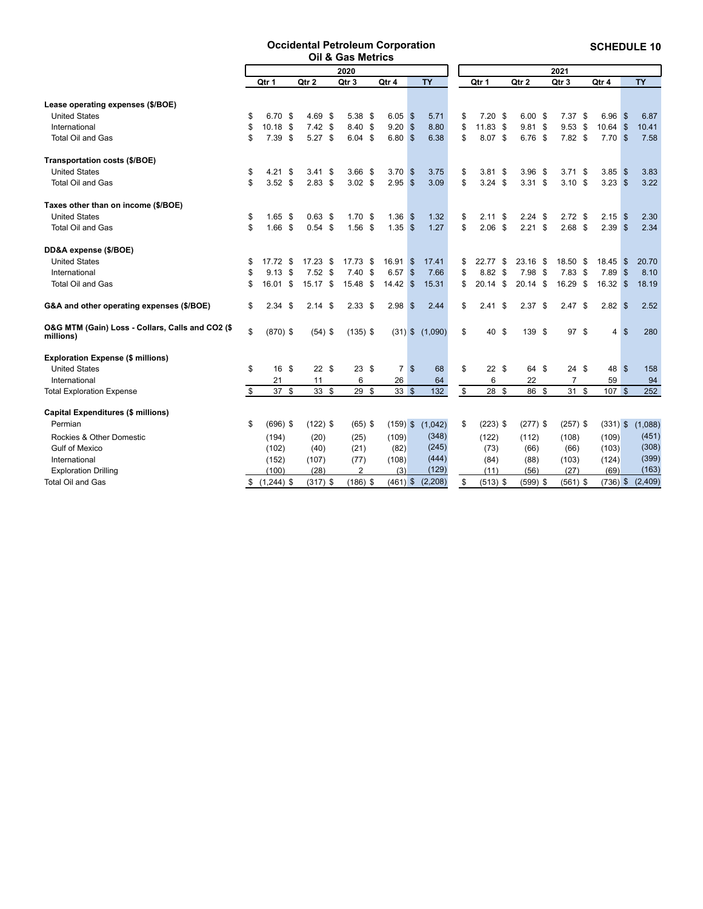# Occidental Petroleum Corporation

## Oil & Gas Metrics

**SCHEDULE 10**

| | 2020 | | | | | 2021 | | | | |
|---|---|---|---|---|---|---|---|---|---|---|
| | Qtr 1 | Qtr 2 | Qtr 3 | Qtr 4 | TY | Qtr 1 | Qtr 2 | Qtr 3 | Qtr 4 | TY |
| **Lease operating expenses ($/BOE)** | | | | | | | | | | |
| United States | $ 6.70 | $ 4.69 | $ 5.38 | $ 6.05 | $ 5.71 | $ 7.20 | $ 6.00 | $ 7.37 | $ 6.96 | $ 6.87 |
| International | $ 10.18 | $ 7.42 | $ 8.40 | $ 9.20 | $ 8.80 | $ 11.83 | $ 9.81 | $ 9.53 | $ 10.64 | $ 10.41 |
| Total Oil and Gas | $ 7.39 | $ 5.27 | $ 6.04 | $ 6.80 | $ 6.38 | $ 8.07 | $ 6.76 | $ 7.82 | $ 7.70 | $ 7.58 |
| **Transportation costs ($/BOE)** | | | | | | | | | | |
| United States | $ 4.21 | $ 3.41 | $ 3.66 | $ 3.70 | $ 3.75 | $ 3.81 | $ 3.96 | $ 3.71 | $ 3.85 | $ 3.83 |
| Total Oil and Gas | $ 3.52 | $ 2.83 | $ 3.02 | $ 2.95 | $ 3.09 | $ 3.24 | $ 3.31 | $ 3.10 | $ 3.23 | $ 3.22 |
| **Taxes other than on income ($/BOE)** | | | | | | | | | | |
| United States | $ 1.65 | $ 0.63 | $ 1.70 | $ 1.36 | $ 1.32 | $ 2.11 | $ 2.24 | $ 2.72 | $ 2.15 | $ 2.30 |
| Total Oil and Gas | $ 1.66 | $ 0.54 | $ 1.56 | $ 1.35 | $ 1.27 | $ 2.06 | $ 2.21 | $ 2.68 | $ 2.39 | $ 2.34 |
| **DD&A expense ($/BOE)** | | | | | | | | | | |
| United States | $ 17.72 | $ 17.23 | $ 17.73 | $ 16.91 | $ 17.41 | $ 22.77 | $ 23.16 | $ 18.50 | $ 18.45 | $ 20.70 |
| International | $ 9.13 | $ 7.52 | $ 7.40 | $ 6.57 | $ 7.66 | $ 8.82 | $ 7.98 | $ 7.83 | $ 7.89 | $ 8.10 |
| Total Oil and Gas | $ 16.01 | $ 15.17 | $ 15.48 | $ 14.42 | $ 15.31 | $ 20.14 | $ 20.14 | $ 16.29 | $ 16.32 | $ 18.19 |
| **G&A and other operating expenses ($/BOE)** | $ 2.34 | $ 2.14 | $ 2.33 | $ 2.98 | $ 2.44 | $ 2.41 | $ 2.37 | $ 2.47 | $ 2.82 | $ 2.52 |
| **O&G MTM (Gain) Loss - Collars, Calls and CO2 ($ millions)** | $ (870) | $ (54) | $ (135) | $ (31) | $ (1,090) | $ 40 | $ 139 | $ 97 | $ 4 | $ 280 |
| **Exploration Expense ($ millions)** | | | | | | | | | | |
| United States | $ 16 | $ 22 | $ 23 | $ 7 | $ 68 | $ 22 | $ 64 | $ 24 | $ 48 | $ 158 |
| International | 21 | 11 | 6 | 26 | 64 | 6 | 22 | 7 | 59 | 94 |
| Total Exploration Expense | $ 37 | $ 33 | $ 29 | $ 33 | $ 132 | $ 28 | $ 86 | $ 31 | $ 107 | $ 252 |
| **Capital Expenditures ($ millions)** | | | | | | | | | | |
| Permian | $ (696) | $ (122) | $ (65) | $ (159) | $ (1,042) | $ (223) | $ (277) | $ (257) | $ (331) | $ (1,088) |
| Rockies & Other Domestic | (194) | (20) | (25) | (109) | (348) | (122) | (112) | (108) | (109) | (451) |
| Gulf of Mexico | (102) | (40) | (21) | (82) | (245) | (73) | (66) | (66) | (103) | (308) |
| International | (152) | (107) | (77) | (108) | (444) | (84) | (88) | (103) | (124) | (399) |
| Exploration Drilling | (100) | (28) | 2 | (3) | (129) | (11) | (56) | (27) | (69) | (163) |
| Total Oil and Gas | $ (1,244) | $ (317) | $ (186) | $ (461) | $ (2,208) | $ (513) | $ (599) | $ (561) | $ (736) | $ (2,409) |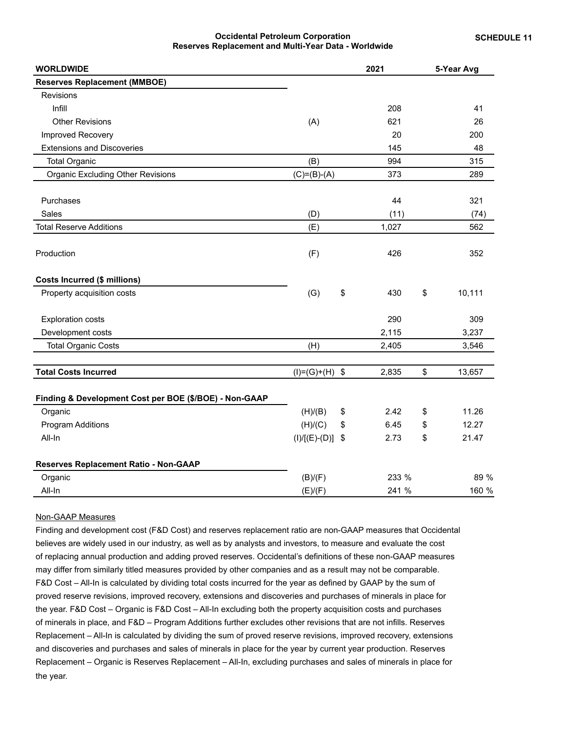**SCHEDULE 11**

**Occidental Petroleum Corporation**
**Reserves Replacement and Multi-Year Data - Worldwide**

| **WORLDWIDE** | | **2021** | **5-Year Avg** |
|---|---|---|---|
| **Reserves Replacement (MMBOE)** | | | |
| Revisions | | | |
| Infill | | 208 | 41 |
| Other Revisions | (A) | 621 | 26 |
| Improved Recovery | | 20 | 200 |
| Extensions and Discoveries | | 145 | 48 |
| Total Organic | (B) | 994 | 315 |
| Organic Excluding Other Revisions | (C)=(B)-(A) | 373 | 289 |
| | | | |
| Purchases | | 44 | 321 |
| Sales | (D) | (11) | (74) |
| Total Reserve Additions | (E) | 1,027 | 562 |
| | | | |
| Production | (F) | 426 | 352 |
| | | | |
| **Costs Incurred ($ millions)** | | | |
| Property acquisition costs | (G) | $ 430 | $ 10,111 |
| | | | |
| Exploration costs | | 290 | 309 |
| Development costs | | 2,115 | 3,237 |
| Total Organic Costs | (H) | 2,405 | 3,546 |
| | | | |
| **Total Costs Incurred** | (I)=(G)+(H) | $ 2,835 | $ 13,657 |
| | | | |
| **Finding & Development Cost per BOE ($/BOE) - Non-GAAP** | | | |
| Organic | (H)/(B) | $ 2.42 | $ 11.26 |
| Program Additions | (H)/(C) | $ 6.45 | $ 12.27 |
| All-In | (I)/[(E)-(D)] | $ 2.73 | $ 21.47 |
| | | | |
| **Reserves Replacement Ratio - Non-GAAP** | | | |
| Organic | (B)/(F) | 233 % | 89 % |
| All-In | (E)/(F) | 241 % | 160 % |

Non-GAAP Measures

Finding and development cost (F&D Cost) and reserves replacement ratio are non-GAAP measures that Occidental believes are widely used in our industry, as well as by analysts and investors, to measure and evaluate the cost of replacing annual production and adding proved reserves. Occidental's definitions of these non-GAAP measures may differ from similarly titled measures provided by other companies and as a result may not be comparable. F&D Cost – All-In is calculated by dividing total costs incurred for the year as defined by GAAP by the sum of proved reserve revisions, improved recovery, extensions and discoveries and purchases of minerals in place for the year. F&D Cost – Organic is F&D Cost – All-In excluding both the property acquisition costs and purchases of minerals in place, and F&D – Program Additions further excludes other revisions that are not infills. Reserves Replacement – All-In is calculated by dividing the sum of proved reserve revisions, improved recovery, extensions and discoveries and purchases and sales of minerals in place for the year by current year production. Reserves Replacement – Organic is Reserves Replacement – All-In, excluding purchases and sales of minerals in place for the year.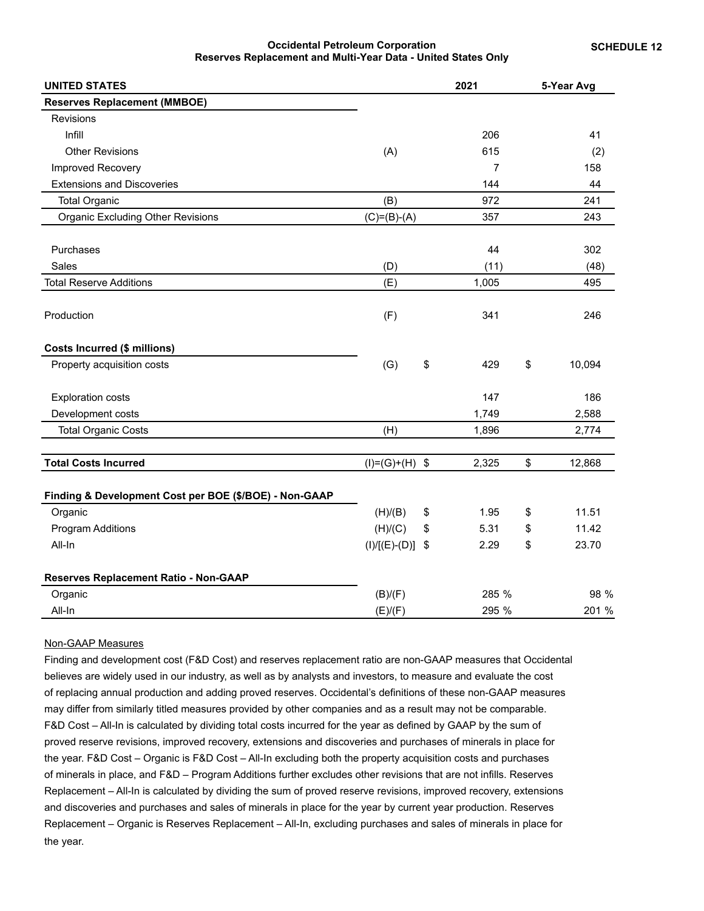**SCHEDULE 12**

**Occidental Petroleum Corporation**
**Reserves Replacement and Multi-Year Data - United States Only**

| UNITED STATES | | 2021 | 5-Year Avg |
|---|---|---|---|
| **Reserves Replacement (MMBOE)** | | | |
| Revisions | | | |
| Infill | | 206 | 41 |
| Other Revisions | (A) | 615 | (2) |
| Improved Recovery | | 7 | 158 |
| Extensions and Discoveries | | 144 | 44 |
| Total Organic | (B) | 972 | 241 |
| Organic Excluding Other Revisions | (C)=(B)-(A) | 357 | 243 |
| | | | |
| Purchases | | 44 | 302 |
| Sales | (D) | (11) | (48) |
| Total Reserve Additions | (E) | 1,005 | 495 |
| | | | |
| Production | (F) | 341 | 246 |
| | | | |
| **Costs Incurred ($ millions)** | | | |
| Property acquisition costs | (G) | $ 429 | $ 10,094 |
| | | | |
| Exploration costs | | 147 | 186 |
| Development costs | | 1,749 | 2,588 |
| Total Organic Costs | (H) | 1,896 | 2,774 |
| | | | |
| **Total Costs Incurred** | (I)=(G)+(H) | $ 2,325 | $ 12,868 |
| | | | |
| **Finding & Development Cost per BOE ($/BOE) - Non-GAAP** | | | |
| Organic | (H)/(B) | $ 1.95 | $ 11.51 |
| Program Additions | (H)/(C) | $ 5.31 | $ 11.42 |
| All-In | (I)/[(E)-(D)] | $ 2.29 | $ 23.70 |
| | | | |
| **Reserves Replacement Ratio - Non-GAAP** | | | |
| Organic | (B)/(F) | 285 % | 98 % |
| All-In | (E)/(F) | 295 % | 201 % |

Non-GAAP Measures

Finding and development cost (F&D Cost) and reserves replacement ratio are non-GAAP measures that Occidental believes are widely used in our industry, as well as by analysts and investors, to measure and evaluate the cost of replacing annual production and adding proved reserves. Occidental's definitions of these non-GAAP measures may differ from similarly titled measures provided by other companies and as a result may not be comparable. F&D Cost – All-In is calculated by dividing total costs incurred for the year as defined by GAAP by the sum of proved reserve revisions, improved recovery, extensions and discoveries and purchases of minerals in place for the year. F&D Cost – Organic is F&D Cost – All-In excluding both the property acquisition costs and purchases of minerals in place, and F&D – Program Additions further excludes other revisions that are not infills. Reserves Replacement – All-In is calculated by dividing the sum of proved reserve revisions, improved recovery, extensions and discoveries and purchases and sales of minerals in place for the year by current year production. Reserves Replacement – Organic is Reserves Replacement – All-In, excluding purchases and sales of minerals in place for the year.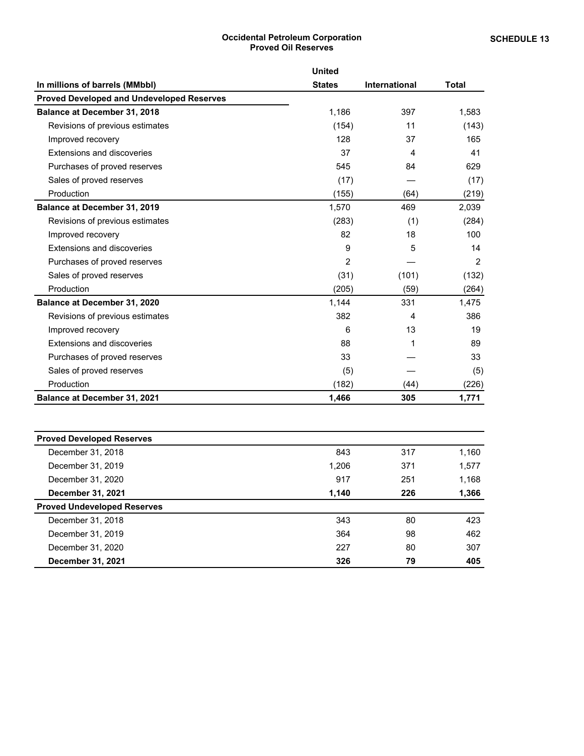**SCHEDULE 13**

# Occidental Petroleum Corporation
## Proved Oil Reserves

| In millions of barrels (MMbbl) | United States | International | Total |
|---|---|---|---|
| **Proved Developed and Undeveloped Reserves** | | | |
| **Balance at December 31, 2018** | 1,186 | 397 | 1,583 |
| Revisions of previous estimates | (154) | 11 | (143) |
| Improved recovery | 128 | 37 | 165 |
| Extensions and discoveries | 37 | 4 | 41 |
| Purchases of proved reserves | 545 | 84 | 629 |
| Sales of proved reserves | (17) | — | (17) |
| Production | (155) | (64) | (219) |
| **Balance at December 31, 2019** | 1,570 | 469 | 2,039 |
| Revisions of previous estimates | (283) | (1) | (284) |
| Improved recovery | 82 | 18 | 100 |
| Extensions and discoveries | 9 | 5 | 14 |
| Purchases of proved reserves | 2 | — | 2 |
| Sales of proved reserves | (31) | (101) | (132) |
| Production | (205) | (59) | (264) |
| **Balance at December 31, 2020** | 1,144 | 331 | 1,475 |
| Revisions of previous estimates | 382 | 4 | 386 |
| Improved recovery | 6 | 13 | 19 |
| Extensions and discoveries | 88 | 1 | 89 |
| Purchases of proved reserves | 33 | — | 33 |
| Sales of proved reserves | (5) | — | (5) |
| Production | (182) | (44) | (226) |
| **Balance at December 31, 2021** | **1,466** | **305** | **1,771** |

| | United States | International | Total |
|---|---|---|---|
| **Proved Developed Reserves** | | | |
| December 31, 2018 | 843 | 317 | 1,160 |
| December 31, 2019 | 1,206 | 371 | 1,577 |
| December 31, 2020 | 917 | 251 | 1,168 |
| **December 31, 2021** | **1,140** | **226** | **1,366** |
| **Proved Undeveloped Reserves** | | | |
| December 31, 2018 | 343 | 80 | 423 |
| December 31, 2019 | 364 | 98 | 462 |
| December 31, 2020 | 227 | 80 | 307 |
| **December 31, 2021** | **326** | **79** | **405** |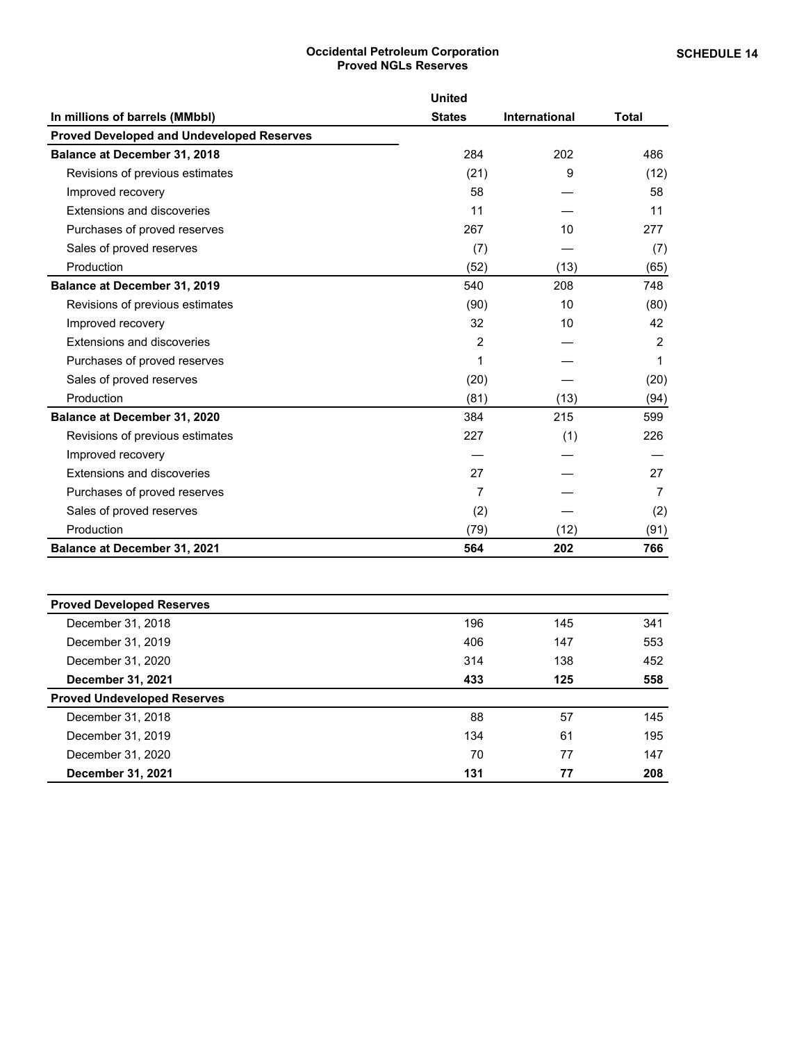**SCHEDULE 14**

# Occidental Petroleum Corporation
## Proved NGLs Reserves

| In millions of barrels (MMbbl) | United States | International | Total |
|---|---|---|---|
| **Proved Developed and Undeveloped Reserves** | | | |
| **Balance at December 31, 2018** | 284 | 202 | 486 |
| Revisions of previous estimates | (21) | 9 | (12) |
| Improved recovery | 58 | — | 58 |
| Extensions and discoveries | 11 | — | 11 |
| Purchases of proved reserves | 267 | 10 | 277 |
| Sales of proved reserves | (7) | — | (7) |
| Production | (52) | (13) | (65) |
| **Balance at December 31, 2019** | 540 | 208 | 748 |
| Revisions of previous estimates | (90) | 10 | (80) |
| Improved recovery | 32 | 10 | 42 |
| Extensions and discoveries | 2 | — | 2 |
| Purchases of proved reserves | 1 | — | 1 |
| Sales of proved reserves | (20) | — | (20) |
| Production | (81) | (13) | (94) |
| **Balance at December 31, 2020** | 384 | 215 | 599 |
| Revisions of previous estimates | 227 | (1) | 226 |
| Improved recovery | — | — | — |
| Extensions and discoveries | 27 | — | 27 |
| Purchases of proved reserves | 7 | — | 7 |
| Sales of proved reserves | (2) | — | (2) |
| Production | (79) | (12) | (91) |
| **Balance at December 31, 2021** | **564** | **202** | **766** |

| | | | |
|---|---|---|---|
| **Proved Developed Reserves** | | | |
| December 31, 2018 | 196 | 145 | 341 |
| December 31, 2019 | 406 | 147 | 553 |
| December 31, 2020 | 314 | 138 | 452 |
| **December 31, 2021** | **433** | **125** | **558** |
| **Proved Undeveloped Reserves** | | | |
| December 31, 2018 | 88 | 57 | 145 |
| December 31, 2019 | 134 | 61 | 195 |
| December 31, 2020 | 70 | 77 | 147 |
| **December 31, 2021** | **131** | **77** | **208** |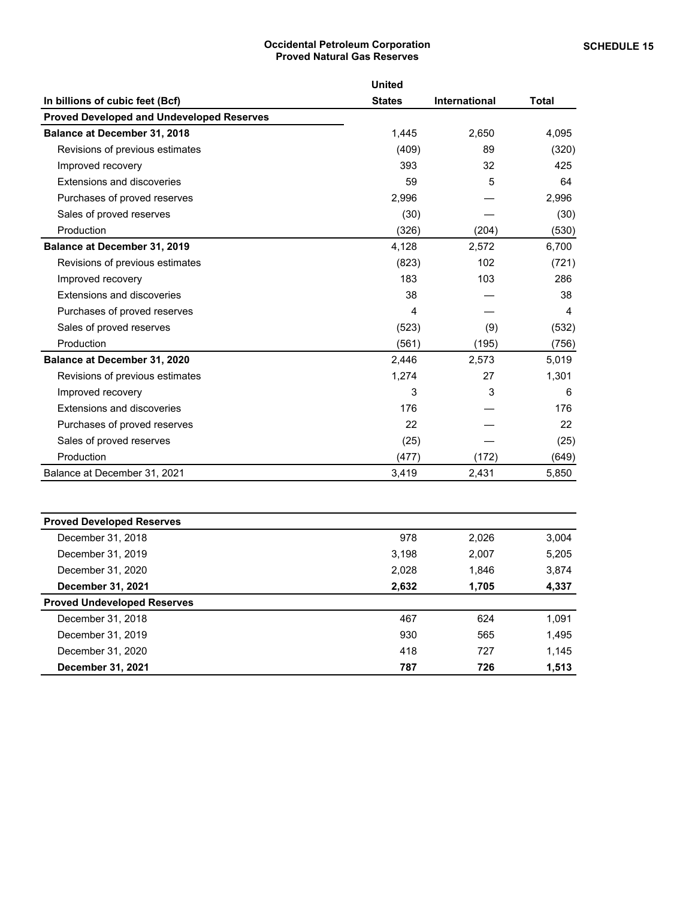**SCHEDULE 15**

# Occidental Petroleum Corporation
## Proved Natural Gas Reserves

| In billions of cubic feet (Bcf) | United States | International | Total |
|---|---|---|---|
| **Proved Developed and Undeveloped Reserves** | | | |
| **Balance at December 31, 2018** | 1,445 | 2,650 | 4,095 |
| Revisions of previous estimates | (409) | 89 | (320) |
| Improved recovery | 393 | 32 | 425 |
| Extensions and discoveries | 59 | 5 | 64 |
| Purchases of proved reserves | 2,996 | — | 2,996 |
| Sales of proved reserves | (30) | — | (30) |
| Production | (326) | (204) | (530) |
| **Balance at December 31, 2019** | 4,128 | 2,572 | 6,700 |
| Revisions of previous estimates | (823) | 102 | (721) |
| Improved recovery | 183 | 103 | 286 |
| Extensions and discoveries | 38 | — | 38 |
| Purchases of proved reserves | 4 | — | 4 |
| Sales of proved reserves | (523) | (9) | (532) |
| Production | (561) | (195) | (756) |
| **Balance at December 31, 2020** | 2,446 | 2,573 | 5,019 |
| Revisions of previous estimates | 1,274 | 27 | 1,301 |
| Improved recovery | 3 | 3 | 6 |
| Extensions and discoveries | 176 | — | 176 |
| Purchases of proved reserves | 22 | — | 22 |
| Sales of proved reserves | (25) | — | (25) |
| Production | (477) | (172) | (649) |
| Balance at December 31, 2021 | 3,419 | 2,431 | 5,850 |

| | United States | International | Total |
|---|---|---|---|
| **Proved Developed Reserves** | | | |
| December 31, 2018 | 978 | 2,026 | 3,004 |
| December 31, 2019 | 3,198 | 2,007 | 5,205 |
| December 31, 2020 | 2,028 | 1,846 | 3,874 |
| **December 31, 2021** | **2,632** | **1,705** | **4,337** |
| **Proved Undeveloped Reserves** | | | |
| December 31, 2018 | 467 | 624 | 1,091 |
| December 31, 2019 | 930 | 565 | 1,495 |
| December 31, 2020 | 418 | 727 | 1,145 |
| **December 31, 2021** | **787** | **726** | **1,513** |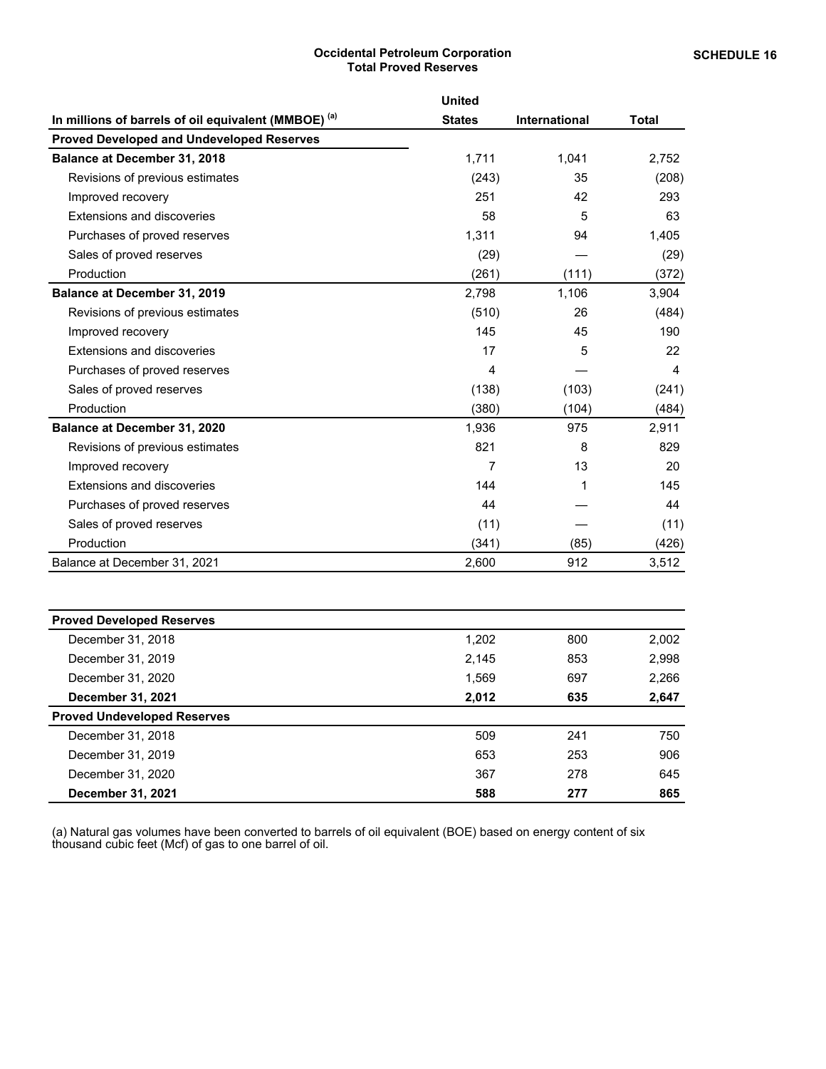**SCHEDULE 16**

# Occidental Petroleum Corporation
## Total Proved Reserves

| In millions of barrels of oil equivalent (MMBOE) [(a)] | United States | International | Total |
|---|---|---|---|
| **Proved Developed and Undeveloped Reserves** | | | |
| **Balance at December 31, 2018** | 1,711 | 1,041 | 2,752 |
| Revisions of previous estimates | (243) | 35 | (208) |
| Improved recovery | 251 | 42 | 293 |
| Extensions and discoveries | 58 | 5 | 63 |
| Purchases of proved reserves | 1,311 | 94 | 1,405 |
| Sales of proved reserves | (29) | — | (29) |
| Production | (261) | (111) | (372) |
| **Balance at December 31, 2019** | 2,798 | 1,106 | 3,904 |
| Revisions of previous estimates | (510) | 26 | (484) |
| Improved recovery | 145 | 45 | 190 |
| Extensions and discoveries | 17 | 5 | 22 |
| Purchases of proved reserves | 4 | — | 4 |
| Sales of proved reserves | (138) | (103) | (241) |
| Production | (380) | (104) | (484) |
| **Balance at December 31, 2020** | 1,936 | 975 | 2,911 |
| Revisions of previous estimates | 821 | 8 | 829 |
| Improved recovery | 7 | 13 | 20 |
| Extensions and discoveries | 144 | 1 | 145 |
| Purchases of proved reserves | 44 | — | 44 |
| Sales of proved reserves | (11) | — | (11) |
| Production | (341) | (85) | (426) |
| Balance at December 31, 2021 | 2,600 | 912 | 3,512 |

| | United States | International | Total |
|---|---|---|---|
| **Proved Developed Reserves** | | | |
| December 31, 2018 | 1,202 | 800 | 2,002 |
| December 31, 2019 | 2,145 | 853 | 2,998 |
| December 31, 2020 | 1,569 | 697 | 2,266 |
| **December 31, 2021** | **2,012** | **635** | **2,647** |
| **Proved Undeveloped Reserves** | | | |
| December 31, 2018 | 509 | 241 | 750 |
| December 31, 2019 | 653 | 253 | 906 |
| December 31, 2020 | 367 | 278 | 645 |
| **December 31, 2021** | **588** | **277** | **865** |

(a) Natural gas volumes have been converted to barrels of oil equivalent (BOE) based on energy content of six thousand cubic feet (Mcf) of gas to one barrel of oil.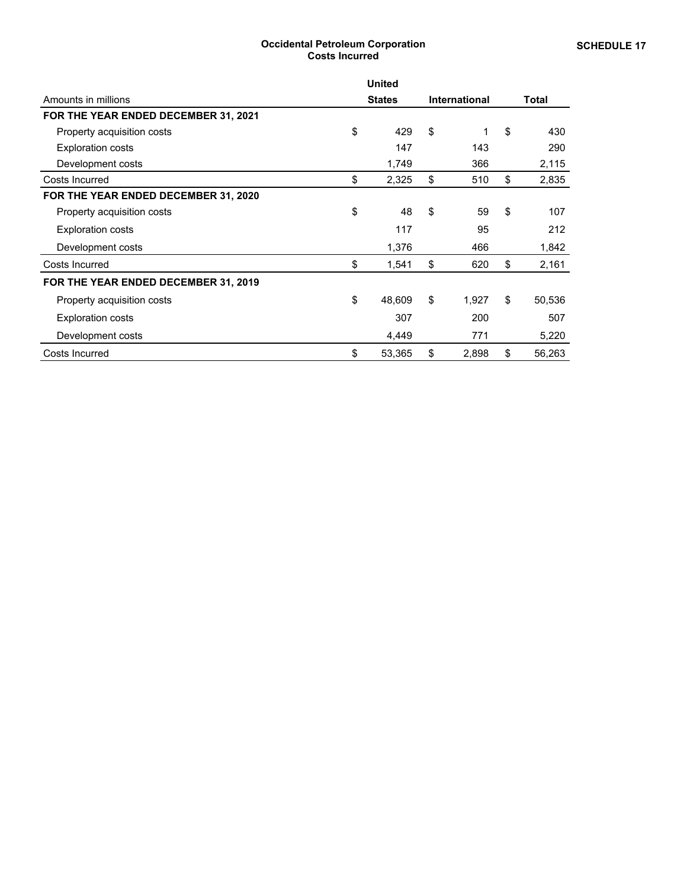**Occidental Petroleum Corporation**
**Costs Incurred**

**SCHEDULE 17**

| Amounts in millions | United States | International | Total |
|---|---|---|---|
| **FOR THE YEAR ENDED DECEMBER 31, 2021** | | | |
| Property acquisition costs | $ 429 | $ 1 | $ 430 |
| Exploration costs | 147 | 143 | 290 |
| Development costs | 1,749 | 366 | 2,115 |
| Costs Incurred | $ 2,325 | $ 510 | $ 2,835 |
| **FOR THE YEAR ENDED DECEMBER 31, 2020** | | | |
| Property acquisition costs | $ 48 | $ 59 | $ 107 |
| Exploration costs | 117 | 95 | 212 |
| Development costs | 1,376 | 466 | 1,842 |
| Costs Incurred | $ 1,541 | $ 620 | $ 2,161 |
| **FOR THE YEAR ENDED DECEMBER 31, 2019** | | | |
| Property acquisition costs | $ 48,609 | $ 1,927 | $ 50,536 |
| Exploration costs | 307 | 200 | 507 |
| Development costs | 4,449 | 771 | 5,220 |
| Costs Incurred | $ 53,365 | $ 2,898 | $ 56,263 |